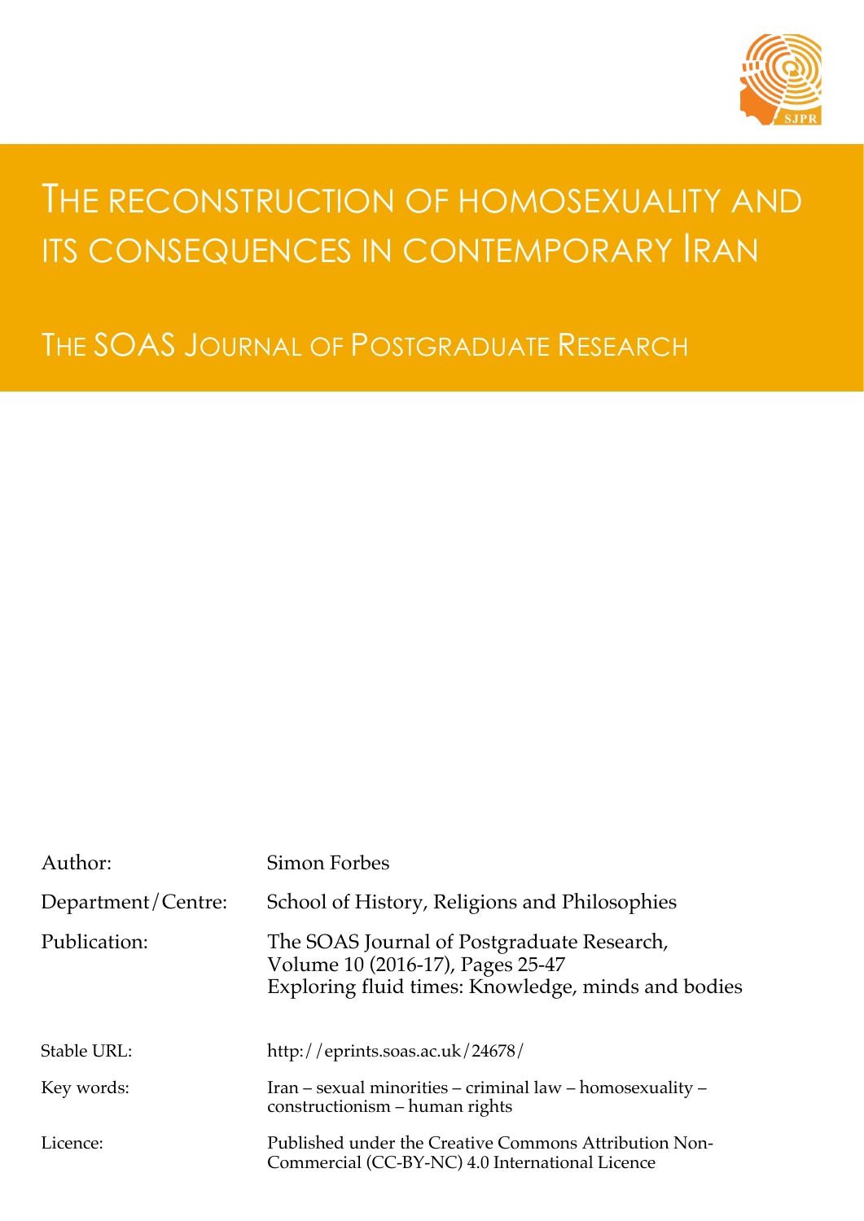# The reconstruction of homosexuality and its consequences in contemporary Iran

## The SOAS Journal of Postgraduate Research

Author: Simon Forbes

Department/Centre: School of History, Religions and Philosophies

Publication: The SOAS Journal of Postgraduate Research, Volume 10 (2016-17), Pages 25-47
Exploring fluid times: Knowledge, minds and bodies

Stable URL: http://eprints.soas.ac.uk/24678/

Key words: Iran – sexual minorities – criminal law – homosexuality – constructionism – human rights

Licence: Published under the Creative Commons Attribution Non-Commercial (CC-BY-NC) 4.0 International Licence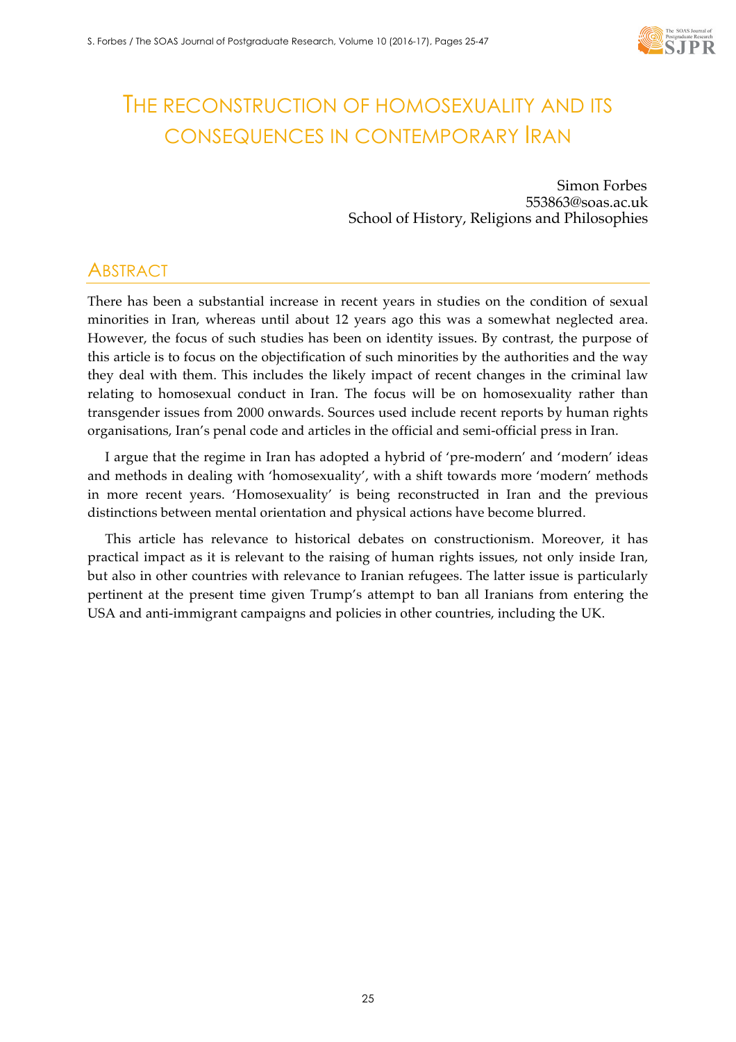# The reconstruction of homosexuality and its consequences in contemporary Iran

Simon Forbes
553863@soas.ac.uk
School of History, Religions and Philosophies

## Abstract

There has been a substantial increase in recent years in studies on the condition of sexual minorities in Iran, whereas until about 12 years ago this was a somewhat neglected area. However, the focus of such studies has been on identity issues. By contrast, the purpose of this article is to focus on the objectification of such minorities by the authorities and the way they deal with them. This includes the likely impact of recent changes in the criminal law relating to homosexual conduct in Iran. The focus will be on homosexuality rather than transgender issues from 2000 onwards. Sources used include recent reports by human rights organisations, Iran's penal code and articles in the official and semi-official press in Iran.

I argue that the regime in Iran has adopted a hybrid of 'pre-modern' and 'modern' ideas and methods in dealing with 'homosexuality', with a shift towards more 'modern' methods in more recent years. 'Homosexuality' is being reconstructed in Iran and the previous distinctions between mental orientation and physical actions have become blurred.

This article has relevance to historical debates on constructionism. Moreover, it has practical impact as it is relevant to the raising of human rights issues, not only inside Iran, but also in other countries with relevance to Iranian refugees. The latter issue is particularly pertinent at the present time given Trump's attempt to ban all Iranians from entering the USA and anti-immigrant campaigns and policies in other countries, including the UK.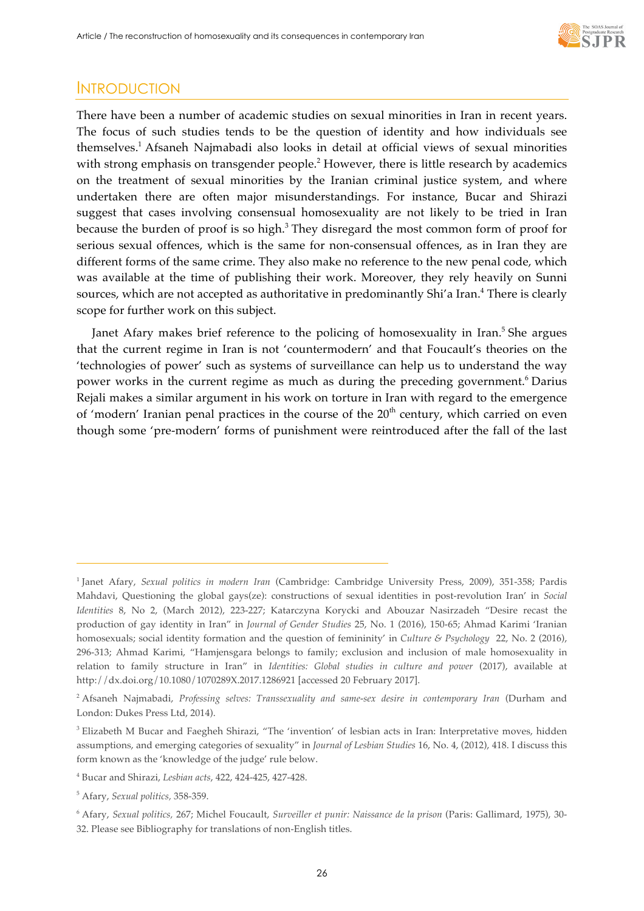## Introduction

There have been a number of academic studies on sexual minorities in Iran in recent years. The focus of such studies tends to be the question of identity and how individuals see themselves.[1] Afsaneh Najmabadi also looks in detail at official views of sexual minorities with strong emphasis on transgender people.[2] However, there is little research by academics on the treatment of sexual minorities by the Iranian criminal justice system, and where undertaken there are often major misunderstandings. For instance, Bucar and Shirazi suggest that cases involving consensual homosexuality are not likely to be tried in Iran because the burden of proof is so high.[3] They disregard the most common form of proof for serious sexual offences, which is the same for non-consensual offences, as in Iran they are different forms of the same crime. They also make no reference to the new penal code, which was available at the time of publishing their work. Moreover, they rely heavily on Sunni sources, which are not accepted as authoritative in predominantly Shi'a Iran.[4] There is clearly scope for further work on this subject.

Janet Afary makes brief reference to the policing of homosexuality in Iran.[5] She argues that the current regime in Iran is not 'countermodern' and that Foucault's theories on the 'technologies of power' such as systems of surveillance can help us to understand the way power works in the current regime as much as during the preceding government.[6] Darius Rejali makes a similar argument in his work on torture in Iran with regard to the emergence of 'modern' Iranian penal practices in the course of the 20th century, which carried on even though some 'pre-modern' forms of punishment were reintroduced after the fall of the last

---

[1] Janet Afary, *Sexual politics in modern Iran* (Cambridge: Cambridge University Press, 2009), 351-358; Pardis Mahdavi, Questioning the global gays(ze): constructions of sexual identities in post-revolution Iran' in *Social Identities* 8, No 2, (March 2012), 223-227; Katarczyna Korycki and Abouzar Nasirzadeh "Desire recast the production of gay identity in Iran" in *Journal of Gender Studies* 25, No. 1 (2016), 150-65; Ahmad Karimi 'Iranian homosexuals; social identity formation and the question of femininity' in *Culture & Psychology* 22, No. 2 (2016), 296-313; Ahmad Karimi, "Hamjensgara belongs to family; exclusion and inclusion of male homosexuality in relation to family structure in Iran" in *Identities: Global studies in culture and power* (2017), available at http://dx.doi.org/10.1080/1070289X.2017.1286921 [accessed 20 February 2017].

[2] Afsaneh Najmabadi, *Professing selves: Transsexuality and same-sex desire in contemporary Iran* (Durham and London: Dukes Press Ltd, 2014).

[3] Elizabeth M Bucar and Faegheh Shirazi, "The 'invention' of lesbian acts in Iran: Interpretative moves, hidden assumptions, and emerging categories of sexuality" in *Journal of Lesbian Studies* 16, No. 4, (2012), 418. I discuss this form known as the 'knowledge of the judge' rule below.

[4] Bucar and Shirazi, *Lesbian acts*, 422, 424-425, 427-428.

[5] Afary, *Sexual politics*, 358-359.

[6] Afary, *Sexual politics*, 267; Michel Foucault, *Surveiller et punir: Naissance de la prison* (Paris: Gallimard, 1975), 30-32. Please see Bibliography for translations of non-English titles.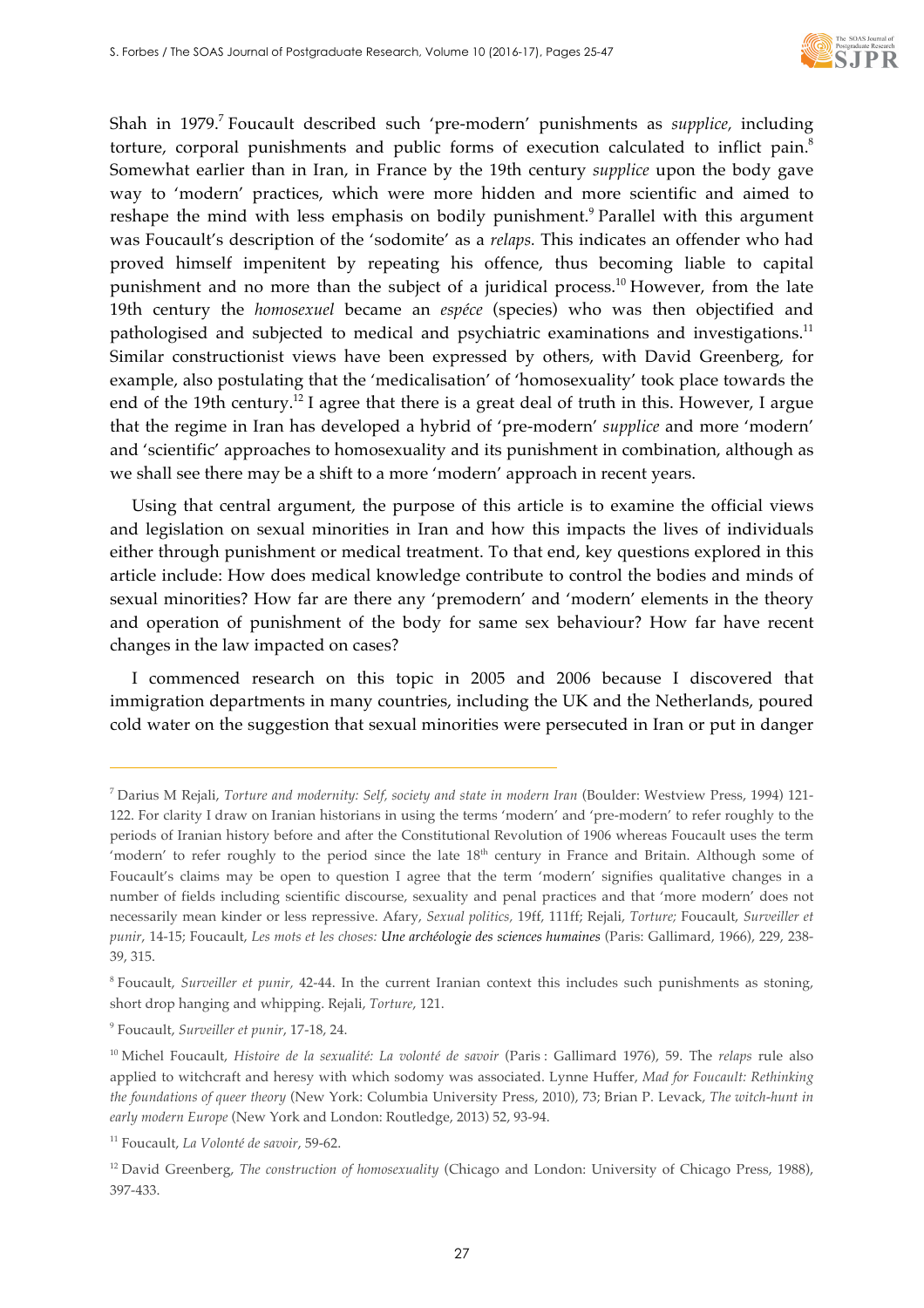Shah in 1979.[7] Foucault described such 'pre-modern' punishments as *supplice*, including torture, corporal punishments and public forms of execution calculated to inflict pain.[8] Somewhat earlier than in Iran, in France by the 19th century *supplice* upon the body gave way to 'modern' practices, which were more hidden and more scientific and aimed to reshape the mind with less emphasis on bodily punishment.[9] Parallel with this argument was Foucault's description of the 'sodomite' as a *relaps.* This indicates an offender who had proved himself impenitent by repeating his offence, thus becoming liable to capital punishment and no more than the subject of a juridical process.[10] However, from the late 19th century the *homosexuel* became an *espéce* (species) who was then objectified and pathologised and subjected to medical and psychiatric examinations and investigations.[11] Similar constructionist views have been expressed by others, with David Greenberg, for example, also postulating that the 'medicalisation' of 'homosexuality' took place towards the end of the 19th century.[12] I agree that there is a great deal of truth in this. However, I argue that the regime in Iran has developed a hybrid of 'pre-modern' *supplice* and more 'modern' and 'scientific' approaches to homosexuality and its punishment in combination, although as we shall see there may be a shift to a more 'modern' approach in recent years.

Using that central argument, the purpose of this article is to examine the official views and legislation on sexual minorities in Iran and how this impacts the lives of individuals either through punishment or medical treatment. To that end, key questions explored in this article include: How does medical knowledge contribute to control the bodies and minds of sexual minorities? How far are there any 'premodern' and 'modern' elements in the theory and operation of punishment of the body for same sex behaviour? How far have recent changes in the law impacted on cases?

I commenced research on this topic in 2005 and 2006 because I discovered that immigration departments in many countries, including the UK and the Netherlands, poured cold water on the suggestion that sexual minorities were persecuted in Iran or put in danger

---

[7] Darius M Rejali, *Torture and modernity: Self, society and state in modern Iran* (Boulder: Westview Press, 1994) 121-122. For clarity I draw on Iranian historians in using the terms 'modern' and 'pre-modern' to refer roughly to the periods of Iranian history before and after the Constitutional Revolution of 1906 whereas Foucault uses the term 'modern' to refer roughly to the period since the late 18th century in France and Britain. Although some of Foucault's claims may be open to question I agree that the term 'modern' signifies qualitative changes in a number of fields including scientific discourse, sexuality and penal practices and that 'more modern' does not necessarily mean kinder or less repressive. Afary, *Sexual politics,* 19ff, 111ff; Rejali, *Torture;* Foucault, *Surveiller et punir*, 14-15; Foucault, *Les mots et les choses: Une archéologie des sciences humaines* (Paris: Gallimard, 1966), 229, 238-39, 315.

[8] Foucault, *Surveiller et punir,* 42-44. In the current Iranian context this includes such punishments as stoning, short drop hanging and whipping. Rejali, *Torture*, 121.

[9] Foucault, *Surveiller et punir*, 17-18, 24.

[10] Michel Foucault, *Histoire de la sexualité: La volonté de savoir* (Paris : Gallimard 1976), 59. The *relaps* rule also applied to witchcraft and heresy with which sodomy was associated. Lynne Huffer, *Mad for Foucault: Rethinking the foundations of queer theory* (New York: Columbia University Press, 2010), 73; Brian P. Levack, *The witch-hunt in early modern Europe* (New York and London: Routledge, 2013) 52, 93-94.

[11] Foucault, *La Volonté de savoir*, 59-62.

[12] David Greenberg, *The construction of homosexuality* (Chicago and London: University of Chicago Press, 1988), 397-433.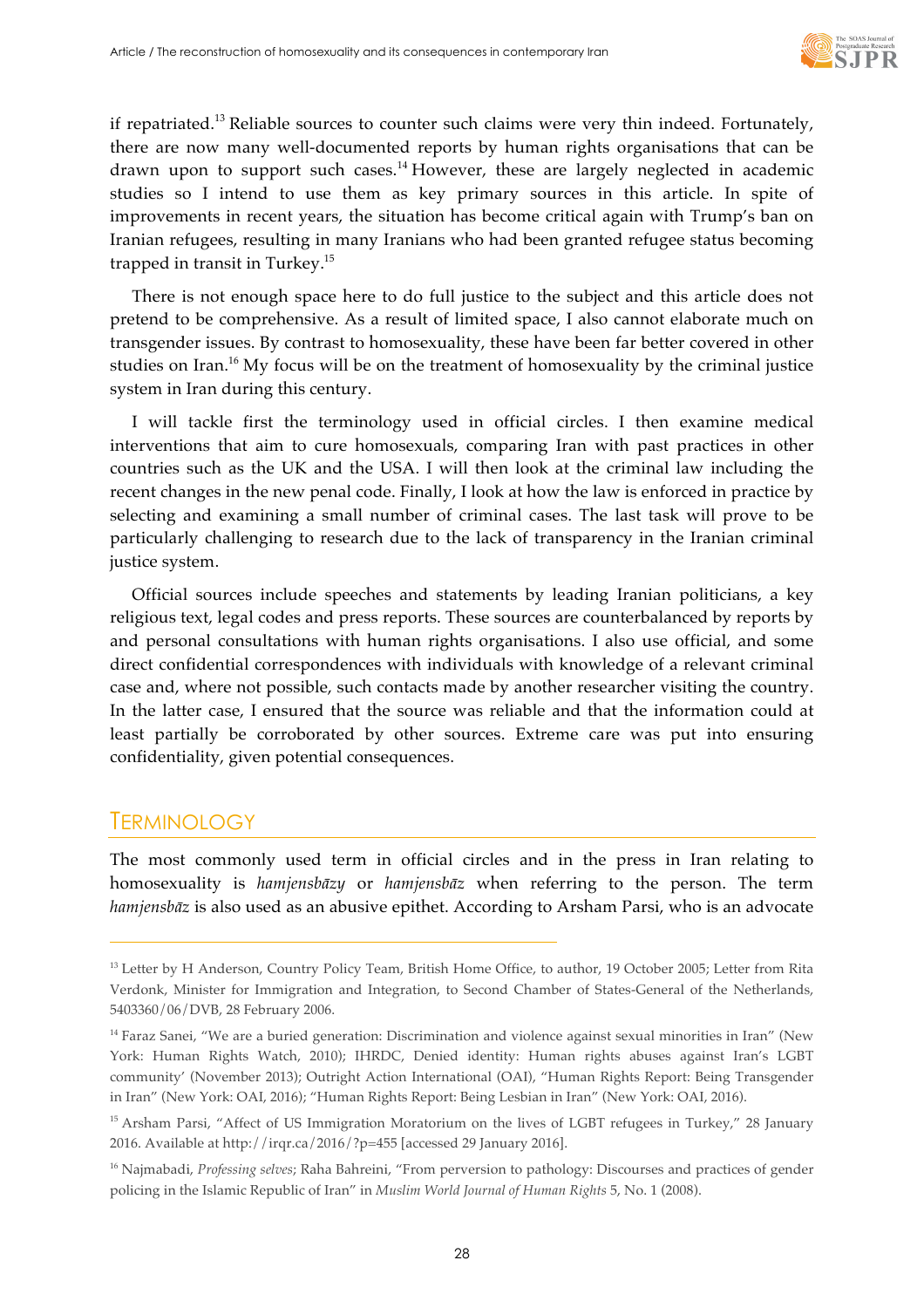if repatriated.[13] Reliable sources to counter such claims were very thin indeed. Fortunately, there are now many well-documented reports by human rights organisations that can be drawn upon to support such cases.[14] However, these are largely neglected in academic studies so I intend to use them as key primary sources in this article. In spite of improvements in recent years, the situation has become critical again with Trump's ban on Iranian refugees, resulting in many Iranians who had been granted refugee status becoming trapped in transit in Turkey.[15]

There is not enough space here to do full justice to the subject and this article does not pretend to be comprehensive. As a result of limited space, I also cannot elaborate much on transgender issues. By contrast to homosexuality, these have been far better covered in other studies on Iran.[16] My focus will be on the treatment of homosexuality by the criminal justice system in Iran during this century.

I will tackle first the terminology used in official circles. I then examine medical interventions that aim to cure homosexuals, comparing Iran with past practices in other countries such as the UK and the USA. I will then look at the criminal law including the recent changes in the new penal code. Finally, I look at how the law is enforced in practice by selecting and examining a small number of criminal cases. The last task will prove to be particularly challenging to research due to the lack of transparency in the Iranian criminal justice system.

Official sources include speeches and statements by leading Iranian politicians, a key religious text, legal codes and press reports. These sources are counterbalanced by reports by and personal consultations with human rights organisations. I also use official, and some direct confidential correspondences with individuals with knowledge of a relevant criminal case and, where not possible, such contacts made by another researcher visiting the country. In the latter case, I ensured that the source was reliable and that the information could at least partially be corroborated by other sources. Extreme care was put into ensuring confidentiality, given potential consequences.

## Terminology

The most commonly used term in official circles and in the press in Iran relating to homosexuality is *hamjensbāzy* or *hamjensbāz* when referring to the person. The term *hamjensbāz* is also used as an abusive epithet. According to Arsham Parsi, who is an advocate

---

[13] Letter by H Anderson, Country Policy Team, British Home Office, to author, 19 October 2005; Letter from Rita Verdonk, Minister for Immigration and Integration, to Second Chamber of States-General of the Netherlands, 5403360/06/DVB, 28 February 2006.

[14] Faraz Sanei, "We are a buried generation: Discrimination and violence against sexual minorities in Iran" (New York: Human Rights Watch, 2010); IHRDC, Denied identity: Human rights abuses against Iran's LGBT community' (November 2013); Outright Action International (OAI), "Human Rights Report: Being Transgender in Iran" (New York: OAI, 2016); "Human Rights Report: Being Lesbian in Iran" (New York: OAI, 2016).

[15] Arsham Parsi, "Affect of US Immigration Moratorium on the lives of LGBT refugees in Turkey," 28 January 2016. Available at http://irqr.ca/2016/?p=455 [accessed 29 January 2016].

[16] Najmabadi, *Professing selves*; Raha Bahreini, "From perversion to pathology: Discourses and practices of gender policing in the Islamic Republic of Iran" in *Muslim World Journal of Human Rights* 5, No. 1 (2008).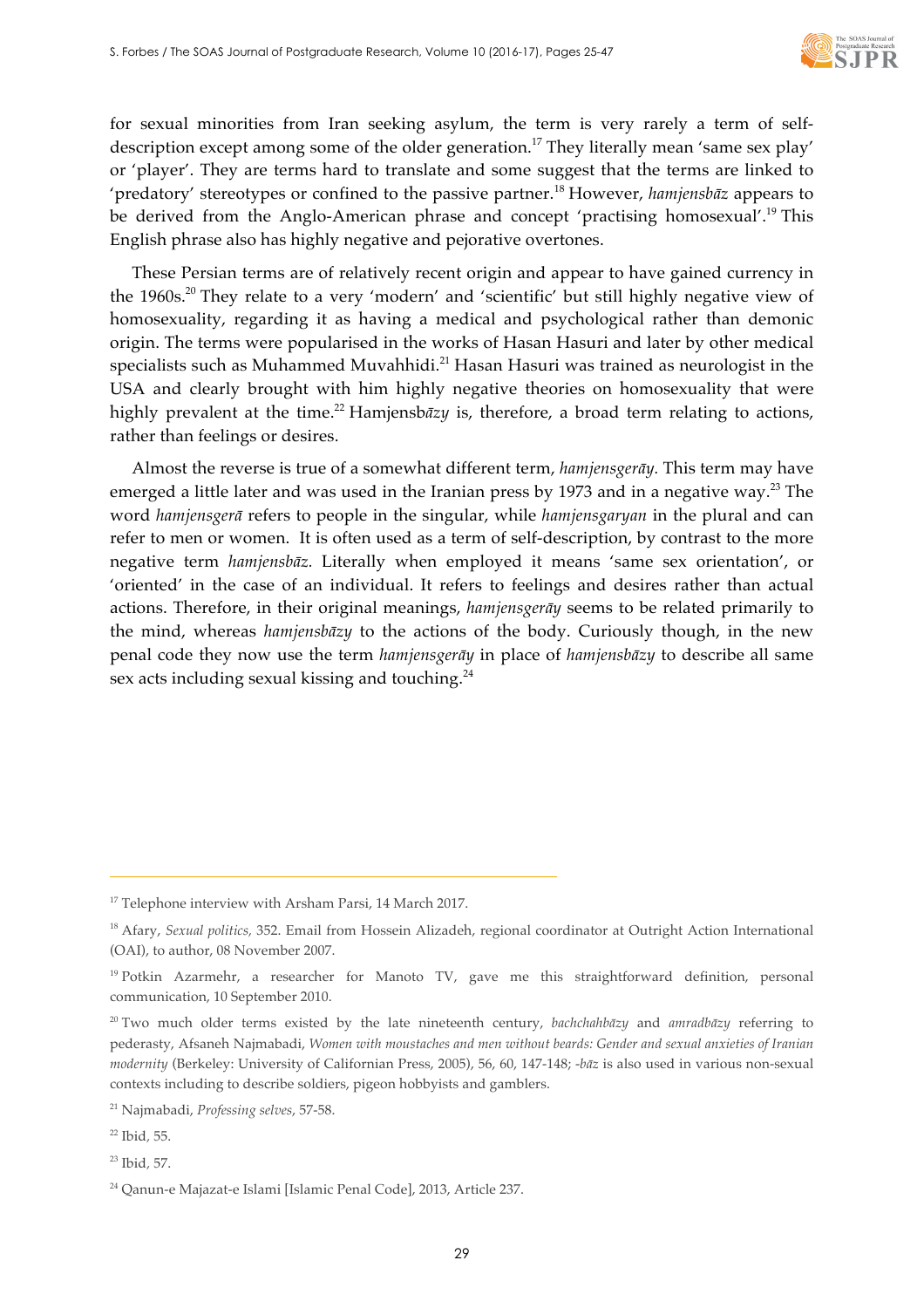for sexual minorities from Iran seeking asylum, the term is very rarely a term of self-description except among some of the older generation.[17] They literally mean 'same sex play' or 'player'. They are terms hard to translate and some suggest that the terms are linked to 'predatory' stereotypes or confined to the passive partner.[18] However, *hamjensbāz* appears to be derived from the Anglo-American phrase and concept 'practising homosexual'.[19] This English phrase also has highly negative and pejorative overtones.

These Persian terms are of relatively recent origin and appear to have gained currency in the 1960s.[20] They relate to a very 'modern' and 'scientific' but still highly negative view of homosexuality, regarding it as having a medical and psychological rather than demonic origin. The terms were popularised in the works of Hasan Hasuri and later by other medical specialists such as Muhammed Muvahhidi.[21] Hasan Hasuri was trained as neurologist in the USA and clearly brought with him highly negative theories on homosexuality that were highly prevalent at the time.[22] Hamjensb*āzy* is, therefore, a broad term relating to actions, rather than feelings or desires.

Almost the reverse is true of a somewhat different term, *hamjensgerāy*. This term may have emerged a little later and was used in the Iranian press by 1973 and in a negative way.[23] The word *hamjensgerā* refers to people in the singular, while *hamjensgaryan* in the plural and can refer to men or women. It is often used as a term of self-description, by contrast to the more negative term *hamjensbāz*. Literally when employed it means 'same sex orientation', or 'oriented' in the case of an individual. It refers to feelings and desires rather than actual actions. Therefore, in their original meanings, *hamjensgerāy* seems to be related primarily to the mind, whereas *hamjensbāzy* to the actions of the body. Curiously though, in the new penal code they now use the term *hamjensgerāy* in place of *hamjensbāzy* to describe all same sex acts including sexual kissing and touching.[24]

---

[17] Telephone interview with Arsham Parsi, 14 March 2017.

[18] Afary, *Sexual politics*, 352. Email from Hossein Alizadeh, regional coordinator at Outright Action International (OAI), to author, 08 November 2007.

[19] Potkin Azarmehr, a researcher for Manoto TV, gave me this straightforward definition, personal communication, 10 September 2010.

[20] Two much older terms existed by the late nineteenth century, *bachchahbāzy* and *amradbāzy* referring to pederasty, Afsaneh Najmabadi, *Women with moustaches and men without beards: Gender and sexual anxieties of Iranian modernity* (Berkeley: University of Californian Press, 2005), 56, 60, 147-148; *-bāz* is also used in various non-sexual contexts including to describe soldiers, pigeon hobbyists and gamblers.

[21] Najmabadi, *Professing selves*, 57-58.

[22] Ibid, 55.

[23] Ibid, 57.

[24] Qanun-e Majazat-e Islami [Islamic Penal Code], 2013, Article 237.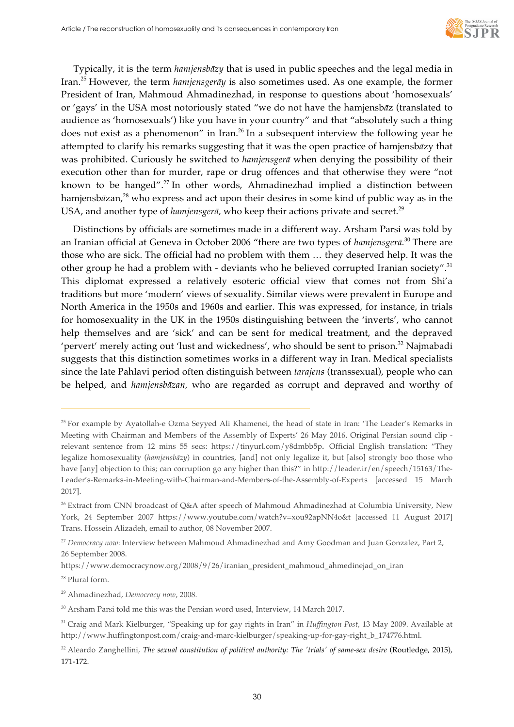Typically, it is the term *hamjensbāzy* that is used in public speeches and the legal media in Iran.[25] However, the term *hamjensgerāy* is also sometimes used. As one example, the former President of Iran, Mahmoud Ahmadinezhad, in response to questions about 'homosexuals' or 'gays' in the USA most notoriously stated "we do not have the hamjensb*ā*z (translated to audience as 'homosexuals') like you have in your country" and that "absolutely such a thing does not exist as a phenomenon" in Iran.[26] In a subsequent interview the following year he attempted to clarify his remarks suggesting that it was the open practice of hamjensb*ā*zy that was prohibited. Curiously he switched to *hamjensgerā* when denying the possibility of their execution other than for murder, rape or drug offences and that otherwise they were "not known to be hanged".[27] In other words, Ahmadinezhad implied a distinction between hamjensb*ā*zan,[28] who express and act upon their desires in some kind of public way as in the USA, and another type of *hamjensgerā,* who keep their actions private and secret.[29]

Distinctions by officials are sometimes made in a different way. Arsham Parsi was told by an Iranian official at Geneva in October 2006 "there are two types of *hamjensgerā.*[30] There are those who are sick. The official had no problem with them … they deserved help. It was the other group he had a problem with - deviants who he believed corrupted Iranian society".[31] This diplomat expressed a relatively esoteric official view that comes not from Shi'a traditions but more 'modern' views of sexuality. Similar views were prevalent in Europe and North America in the 1950s and 1960s and earlier. This was expressed, for instance, in trials for homosexuality in the UK in the 1950s distinguishing between the 'inverts', who cannot help themselves and are 'sick' and can be sent for medical treatment, and the depraved 'pervert' merely acting out 'lust and wickedness', who should be sent to prison.[32] Najmabadi suggests that this distinction sometimes works in a different way in Iran. Medical specialists since the late Pahlavi period often distinguish between *tarajens* (transsexual), people who can be helped, and *hamjensbāzan,* who are regarded as corrupt and depraved and worthy of

---

[25] For example by Ayatollah-e Ozma Seyyed Ali Khamenei, the head of state in Iran: 'The Leader's Remarks in Meeting with Chairman and Members of the Assembly of Experts' 26 May 2016. Original Persian sound clip - relevant sentence from 12 mins 55 secs: https://tinyurl.com/y8dmbb5p. Official English translation: "They legalize homosexuality (*hamjensbāzy*) in countries, [and] not only legalize it, but [also] strongly boo those who have [any] objection to this; can corruption go any higher than this?" in http://leader.ir/en/speech/15163/The-Leader's-Remarks-in-Meeting-with-Chairman-and-Members-of-the-Assembly-of-Experts [accessed 15 March 2017].

[26] Extract from CNN broadcast of Q&A after speech of Mahmoud Ahmadinezhad at Columbia University, New York, 24 September 2007 https://www.youtube.com/watch?v=xou92apNN4o&t [accessed 11 August 2017] Trans. Hossein Alizadeh, email to author, 08 November 2007.

[27] *Democracy now*: Interview between Mahmoud Ahmadinezhad and Amy Goodman and Juan Gonzalez, Part 2, 26 September 2008.

https://www.democracynow.org/2008/9/26/iranian_president_mahmoud_ahmedinejad_on_iran

[28] Plural form.

[29] Ahmadinezhad, *Democracy now*, 2008.

[30] Arsham Parsi told me this was the Persian word used, Interview, 14 March 2017.

[31] Craig and Mark Kielburger, "Speaking up for gay rights in Iran" in *Huffington Post*, 13 May 2009. Available at http://www.huffingtonpost.com/craig-and-marc-kielburger/speaking-up-for-gay-right_b_174776.html.

[32] Aleardo Zanghellini, *The sexual constitution of political authority: The 'trials' of same-sex desire* (Routledge, 2015), 171-172.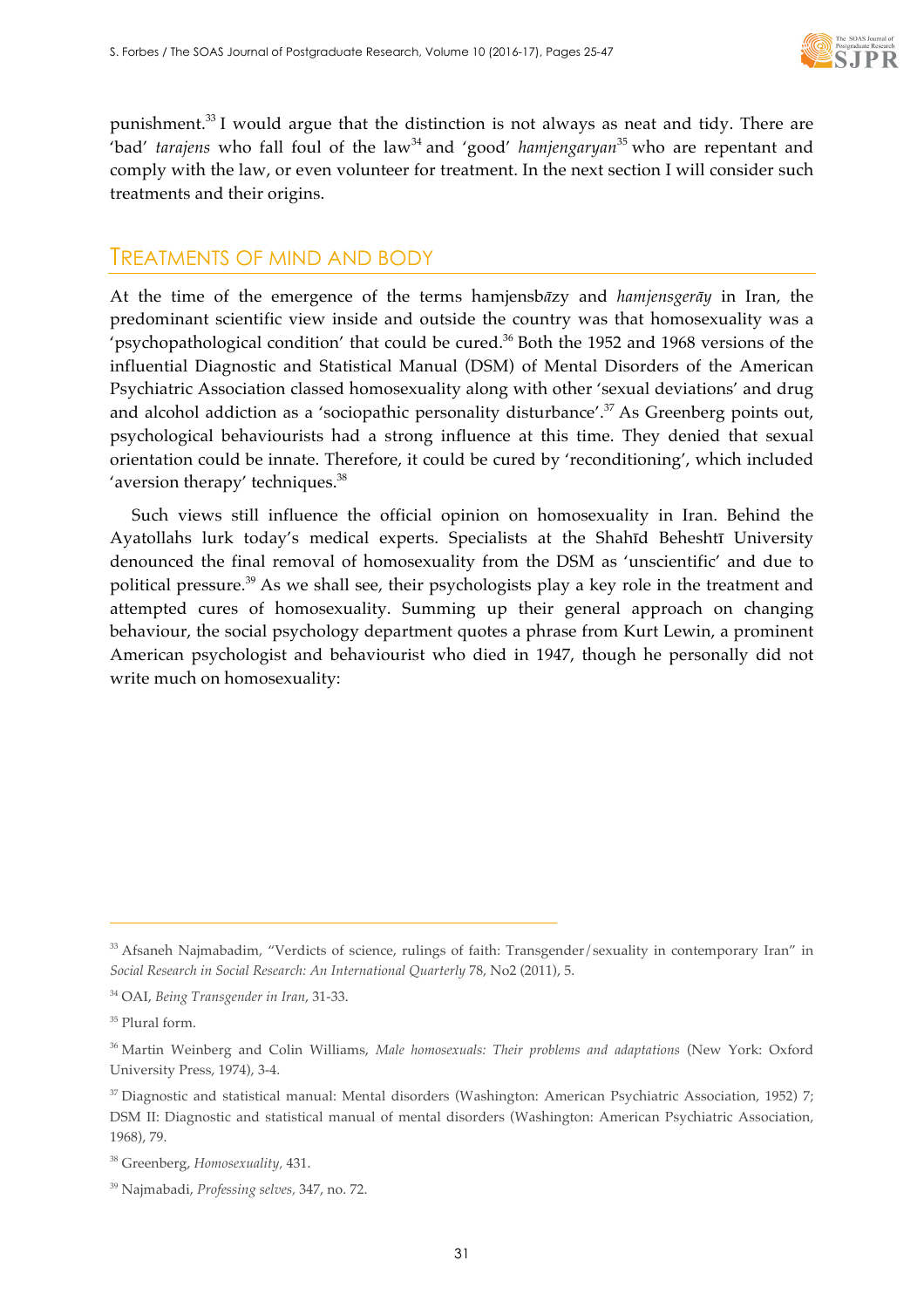punishment.[33] I would argue that the distinction is not always as neat and tidy. There are 'bad' *tarajens* who fall foul of the law[34] and 'good' *hamjengaryan*[35] who are repentant and comply with the law, or even volunteer for treatment. In the next section I will consider such treatments and their origins.

## TREATMENTS OF MIND AND BODY

At the time of the emergence of the terms hamjensb*ā*zy and *hamjensgerāy* in Iran, the predominant scientific view inside and outside the country was that homosexuality was a 'psychopathological condition' that could be cured.[36] Both the 1952 and 1968 versions of the influential Diagnostic and Statistical Manual (DSM) of Mental Disorders of the American Psychiatric Association classed homosexuality along with other 'sexual deviations' and drug and alcohol addiction as a 'sociopathic personality disturbance'.[37] As Greenberg points out, psychological behaviourists had a strong influence at this time. They denied that sexual orientation could be innate. Therefore, it could be cured by 'reconditioning', which included 'aversion therapy' techniques.[38]

Such views still influence the official opinion on homosexuality in Iran. Behind the Ayatollahs lurk today's medical experts. Specialists at the Shahīd Beheshtī University denounced the final removal of homosexuality from the DSM as 'unscientific' and due to political pressure.[39] As we shall see, their psychologists play a key role in the treatment and attempted cures of homosexuality. Summing up their general approach on changing behaviour, the social psychology department quotes a phrase from Kurt Lewin, a prominent American psychologist and behaviourist who died in 1947, though he personally did not write much on homosexuality:

---

[33] Afsaneh Najmabadim, "Verdicts of science, rulings of faith: Transgender/sexuality in contemporary Iran" in *Social Research in Social Research: An International Quarterly* 78, No2 (2011), 5.

[34] OAI, *Being Transgender in Iran*, 31-33.

[35] Plural form.

[36] Martin Weinberg and Colin Williams, *Male homosexuals: Their problems and adaptations* (New York: Oxford University Press, 1974), 3-4.

[37] Diagnostic and statistical manual: Mental disorders (Washington: American Psychiatric Association, 1952) 7; DSM II: Diagnostic and statistical manual of mental disorders (Washington: American Psychiatric Association, 1968), 79.

[38] Greenberg, *Homosexuality*, 431.

[39] Najmabadi, *Professing selves*, 347, no. 72.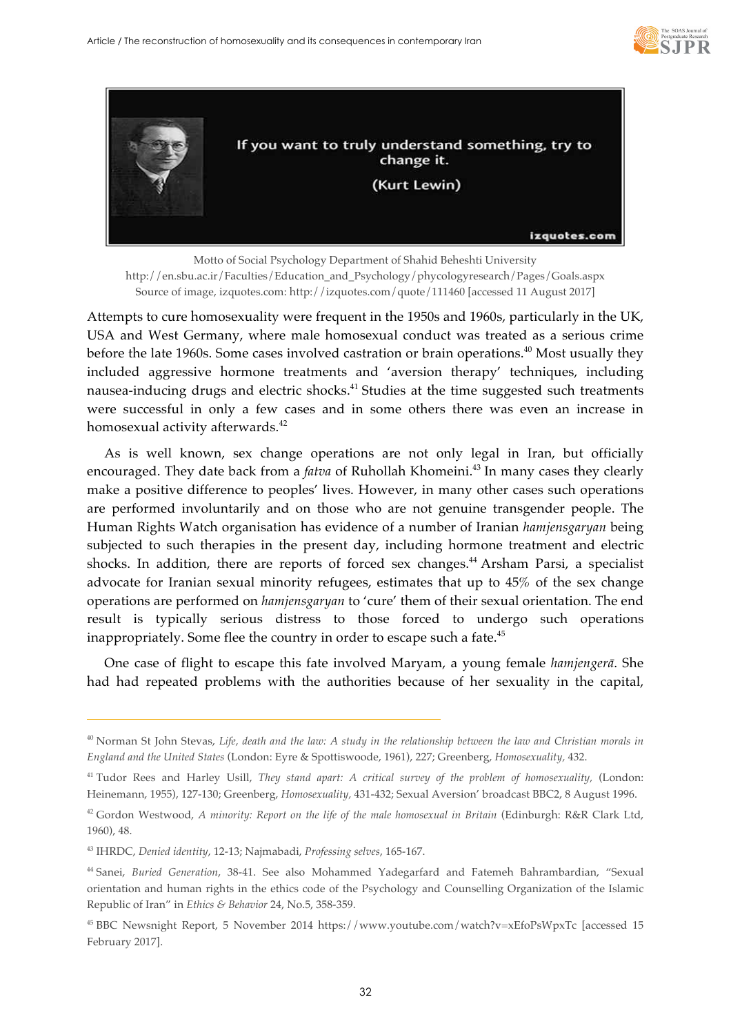Motto of Social Psychology Department of Shahid Beheshti University
http://en.sbu.ac.ir/Faculties/Education_and_Psychology/phycologyresearch/Pages/Goals.aspx
Source of image, izquotes.com: http://izquotes.com/quote/111460 [accessed 11 August 2017]

Attempts to cure homosexuality were frequent in the 1950s and 1960s, particularly in the UK, USA and West Germany, where male homosexual conduct was treated as a serious crime before the late 1960s. Some cases involved castration or brain operations.[40] Most usually they included aggressive hormone treatments and 'aversion therapy' techniques, including nausea-inducing drugs and electric shocks.[41] Studies at the time suggested such treatments were successful in only a few cases and in some others there was even an increase in homosexual activity afterwards.[42]

As is well known, sex change operations are not only legal in Iran, but officially encouraged. They date back from a *fatva* of Ruhollah Khomeini.[43] In many cases they clearly make a positive difference to peoples' lives. However, in many other cases such operations are performed involuntarily and on those who are not genuine transgender people. The Human Rights Watch organisation has evidence of a number of Iranian *hamjensgaryan* being subjected to such therapies in the present day, including hormone treatment and electric shocks. In addition, there are reports of forced sex changes.[44] Arsham Parsi, a specialist advocate for Iranian sexual minority refugees, estimates that up to 45% of the sex change operations are performed on *hamjensgaryan* to 'cure' them of their sexual orientation. The end result is typically serious distress to those forced to undergo such operations inappropriately. Some flee the country in order to escape such a fate.[45]

One case of flight to escape this fate involved Maryam, a young female *hamjengerā*. She had had repeated problems with the authorities because of her sexuality in the capital,

---

[40] Norman St John Stevas, *Life, death and the law: A study in the relationship between the law and Christian morals in England and the United States* (London: Eyre & Spottiswoode, 1961), 227; Greenberg, *Homosexuality*, 432.

[41] Tudor Rees and Harley Usill, *They stand apart: A critical survey of the problem of homosexuality*, (London: Heinemann, 1955), 127-130; Greenberg, *Homosexuality*, 431-432; Sexual Aversion' broadcast BBC2, 8 August 1996.

[42] Gordon Westwood, *A minority: Report on the life of the male homosexual in Britain* (Edinburgh: R&R Clark Ltd, 1960), 48.

[43] IHRDC, *Denied identity*, 12-13; Najmabadi, *Professing selves*, 165-167.

[44] Sanei, *Buried Generation*, 38-41. See also Mohammed Yadegarfard and Fatemeh Bahrambardian, "Sexual orientation and human rights in the ethics code of the Psychology and Counselling Organization of the Islamic Republic of Iran" in *Ethics & Behavior* 24, No.5, 358-359.

[45] BBC Newsnight Report, 5 November 2014 https://www.youtube.com/watch?v=xEfoPsWpxTc [accessed 15 February 2017].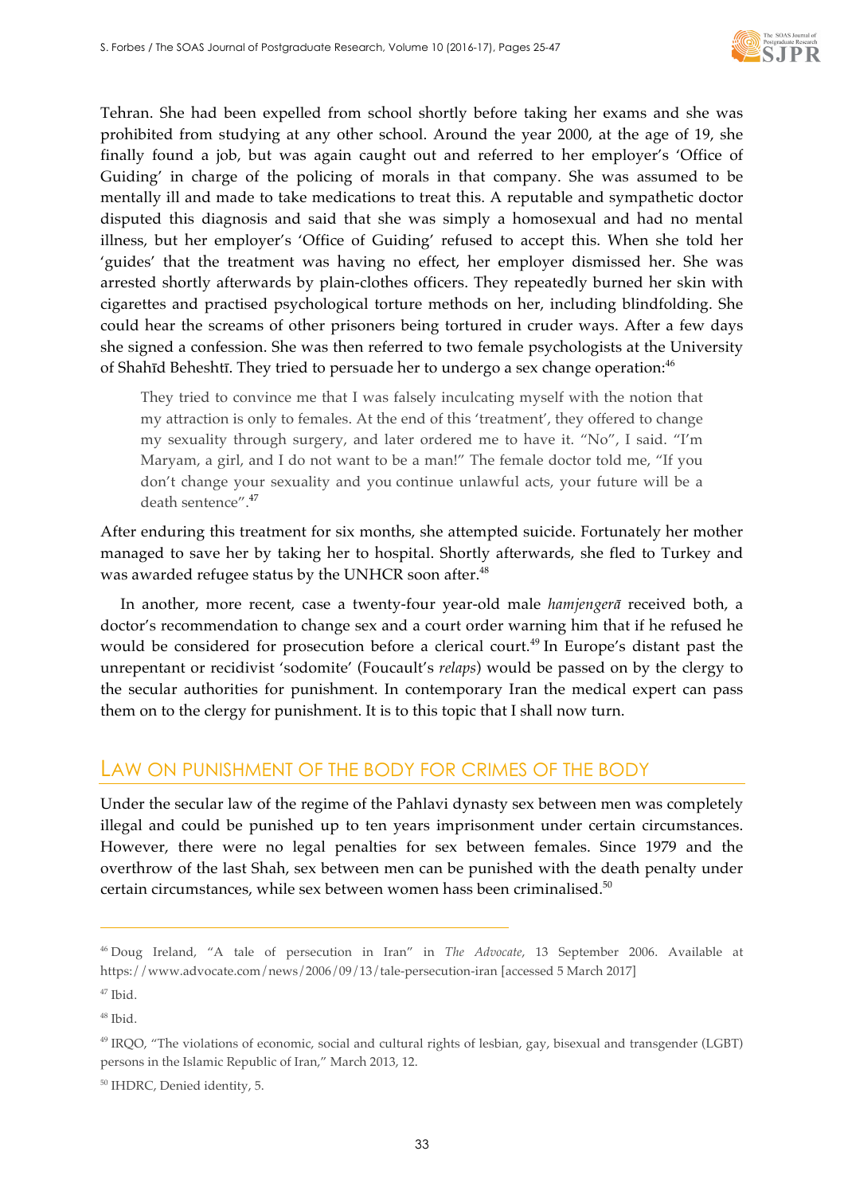Tehran. She had been expelled from school shortly before taking her exams and she was prohibited from studying at any other school. Around the year 2000, at the age of 19, she finally found a job, but was again caught out and referred to her employer's 'Office of Guiding' in charge of the policing of morals in that company. She was assumed to be mentally ill and made to take medications to treat this. A reputable and sympathetic doctor disputed this diagnosis and said that she was simply a homosexual and had no mental illness, but her employer's 'Office of Guiding' refused to accept this. When she told her 'guides' that the treatment was having no effect, her employer dismissed her. She was arrested shortly afterwards by plain-clothes officers. They repeatedly burned her skin with cigarettes and practised psychological torture methods on her, including blindfolding. She could hear the screams of other prisoners being tortured in cruder ways. After a few days she signed a confession. She was then referred to two female psychologists at the University of Shahīd Beheshtī. They tried to persuade her to undergo a sex change operation:[46]

> They tried to convince me that I was falsely inculcating myself with the notion that my attraction is only to females. At the end of this 'treatment', they offered to change my sexuality through surgery, and later ordered me to have it. "No", I said. "I'm Maryam, a girl, and I do not want to be a man!" The female doctor told me, "If you don't change your sexuality and you continue unlawful acts, your future will be a death sentence".[47]

After enduring this treatment for six months, she attempted suicide. Fortunately her mother managed to save her by taking her to hospital. Shortly afterwards, she fled to Turkey and was awarded refugee status by the UNHCR soon after.[48]

In another, more recent, case a twenty-four year-old male *hamjengerā* received both, a doctor's recommendation to change sex and a court order warning him that if he refused he would be considered for prosecution before a clerical court.[49] In Europe's distant past the unrepentant or recidivist 'sodomite' (Foucault's *relaps*) would be passed on by the clergy to the secular authorities for punishment. In contemporary Iran the medical expert can pass them on to the clergy for punishment. It is to this topic that I shall now turn.

## Law on Punishment of the Body for Crimes of the Body

Under the secular law of the regime of the Pahlavi dynasty sex between men was completely illegal and could be punished up to ten years imprisonment under certain circumstances. However, there were no legal penalties for sex between females. Since 1979 and the overthrow of the last Shah, sex between men can be punished with the death penalty under certain circumstances, while sex between women hass been criminalised.[50]

---

[46] Doug Ireland, "A tale of persecution in Iran" in *The Advocate*, 13 September 2006. Available at https://www.advocate.com/news/2006/09/13/tale-persecution-iran [accessed 5 March 2017]

[47] Ibid.

[48] Ibid.

[49] IRQO, "The violations of economic, social and cultural rights of lesbian, gay, bisexual and transgender (LGBT) persons in the Islamic Republic of Iran," March 2013, 12.

[50] IHDRC, Denied identity, 5.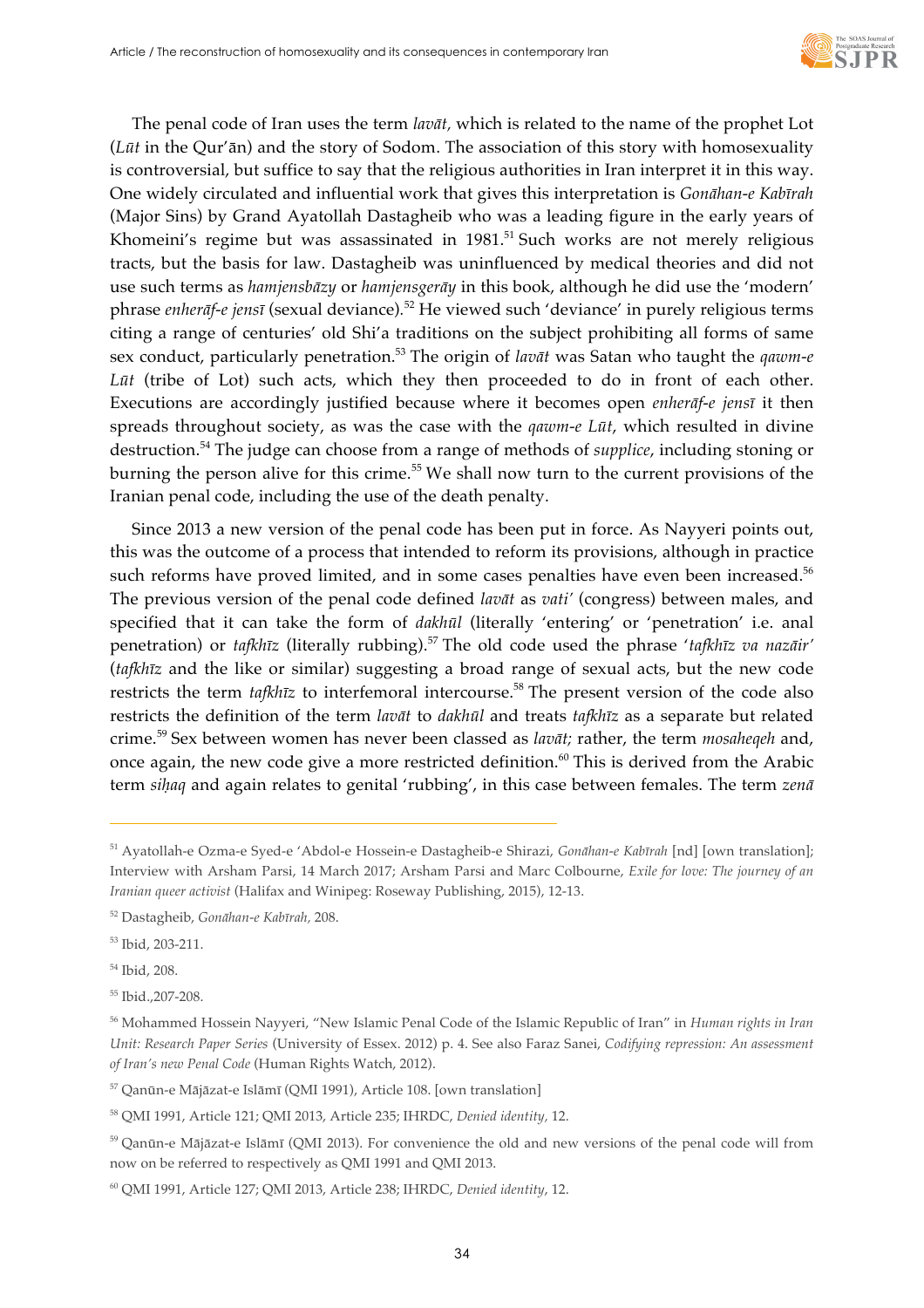The penal code of Iran uses the term *lavāt*, which is related to the name of the prophet Lot (*Lūt* in the Qur'ān) and the story of Sodom. The association of this story with homosexuality is controversial, but suffice to say that the religious authorities in Iran interpret it in this way. One widely circulated and influential work that gives this interpretation is *Gonāhan-e Kabīrah* (Major Sins) by Grand Ayatollah Dastagheib who was a leading figure in the early years of Khomeini's regime but was assassinated in 1981.[51] Such works are not merely religious tracts, but the basis for law. Dastagheib was uninfluenced by medical theories and did not use such terms as *hamjensbāzy* or *hamjensgerāy* in this book, although he did use the 'modern' phrase *enherāf-e jensī* (sexual deviance).[52] He viewed such 'deviance' in purely religious terms citing a range of centuries' old Shi'a traditions on the subject prohibiting all forms of same sex conduct, particularly penetration.[53] The origin of *lavāt* was Satan who taught the *qawm-e Lūt* (tribe of Lot) such acts, which they then proceeded to do in front of each other. Executions are accordingly justified because where it becomes open *enherāf-e jensī* it then spreads throughout society, as was the case with the *qawm-e Lūt*, which resulted in divine destruction.[54] The judge can choose from a range of methods of *supplice*, including stoning or burning the person alive for this crime.[55] We shall now turn to the current provisions of the Iranian penal code, including the use of the death penalty.

Since 2013 a new version of the penal code has been put in force. As Nayyeri points out, this was the outcome of a process that intended to reform its provisions, although in practice such reforms have proved limited, and in some cases penalties have even been increased.[56] The previous version of the penal code defined *lavāt* as *vati'* (congress) between males, and specified that it can take the form of *dakhūl* (literally 'entering' or 'penetration' i.e. anal penetration) or *tafkhīz* (literally rubbing).[57] The old code used the phrase '*tafkhīz va nazāir*' (*tafkhīz* and the like or similar) suggesting a broad range of sexual acts, but the new code restricts the term *tafkhīz* to interfemoral intercourse.[58] The present version of the code also restricts the definition of the term *lavāt* to *dakhūl* and treats *tafkhīz* as a separate but related crime.[59] Sex between women has never been classed as *lavāt*; rather, the term *mosaheqeh* and, once again, the new code give a more restricted definition.[60] This is derived from the Arabic term *siḥaq* and again relates to genital 'rubbing', in this case between females. The term *zenā*

---

[51] Ayatollah-e Ozma-e Syed-e 'Abdol-e Hossein-e Dastagheib-e Shirazi, *Gonāhan-e Kabīrah* [nd] [own translation]; Interview with Arsham Parsi, 14 March 2017; Arsham Parsi and Marc Colbourne, *Exile for love: The journey of an Iranian queer activist* (Halifax and Winipeg: Roseway Publishing, 2015), 12-13.

[52] Dastagheib, *Gonāhan-e Kabīrah,* 208.

[53] Ibid, 203-211.

[54] Ibid, 208.

[55] Ibid.,207-208.

[56] Mohammed Hossein Nayyeri, "New Islamic Penal Code of the Islamic Republic of Iran" in *Human rights in Iran Unit: Research Paper Series* (University of Essex. 2012) p. 4. See also Faraz Sanei, *Codifying repression: An assessment of Iran's new Penal Code* (Human Rights Watch, 2012).

[57] Qanūn-e Mājāzat-e Islāmī (QMI 1991), Article 108. [own translation]

[58] QMI 1991, Article 121; QMI 2013, Article 235; IHRDC, *Denied identity,* 12.

[59] Qanūn-e Mājāzat-e Islāmī (QMI 2013). For convenience the old and new versions of the penal code will from now on be referred to respectively as QMI 1991 and QMI 2013.

[60] QMI 1991, Article 127; QMI 2013, Article 238; IHRDC, *Denied identity*, 12.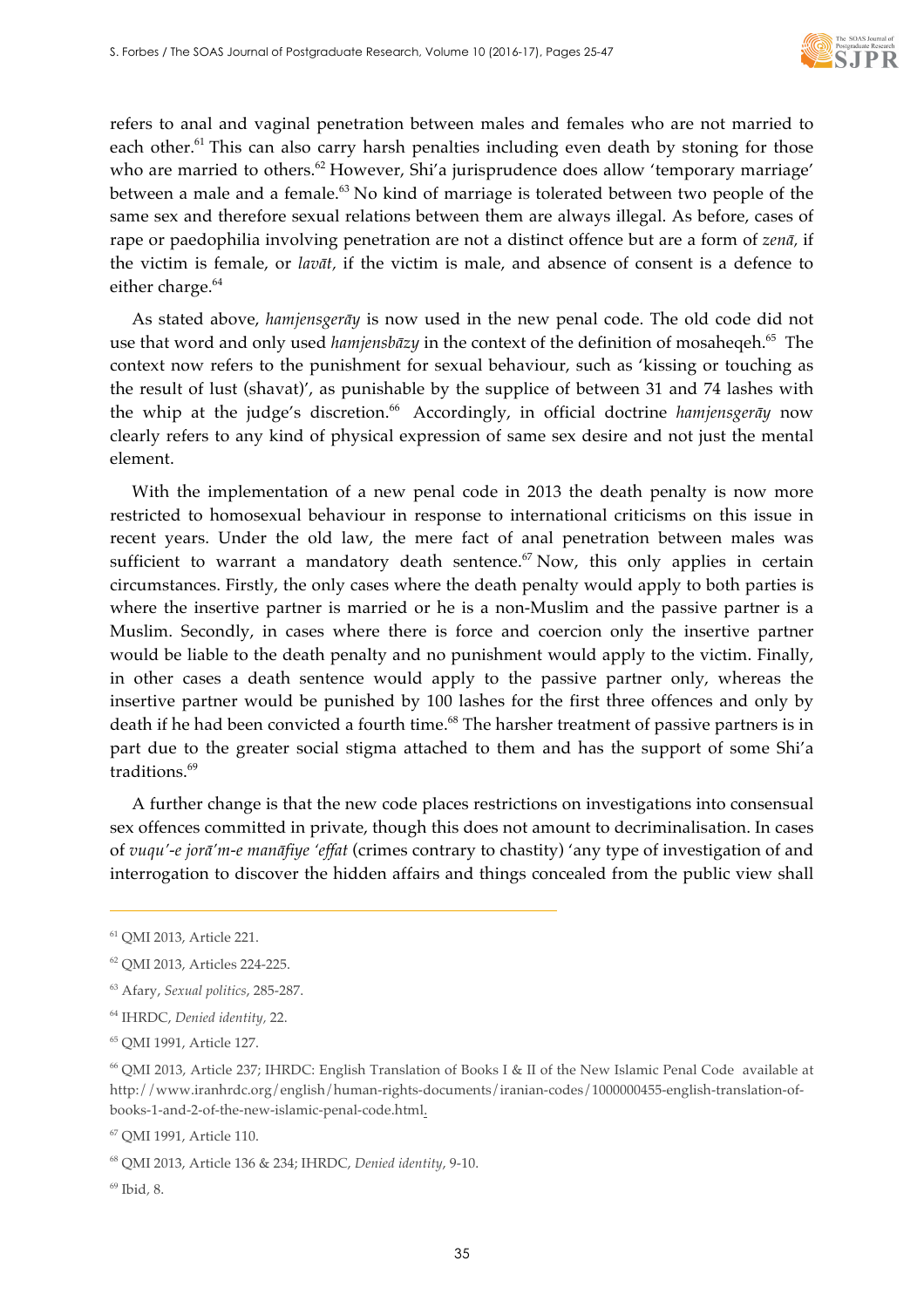refers to anal and vaginal penetration between males and females who are not married to each other.[61] This can also carry harsh penalties including even death by stoning for those who are married to others.[62] However, Shi'a jurisprudence does allow 'temporary marriage' between a male and a female.[63] No kind of marriage is tolerated between two people of the same sex and therefore sexual relations between them are always illegal. As before, cases of rape or paedophilia involving penetration are not a distinct offence but are a form of *zenā,* if the victim is female, or *lavāt,* if the victim is male, and absence of consent is a defence to either charge.[64]

As stated above, *hamjensgerāy* is now used in the new penal code. The old code did not use that word and only used *hamjensbāzy* in the context of the definition of mosaheqeh.[65] The context now refers to the punishment for sexual behaviour, such as 'kissing or touching as the result of lust (shavat)', as punishable by the supplice of between 31 and 74 lashes with the whip at the judge's discretion.[66] Accordingly, in official doctrine *hamjensgerāy* now clearly refers to any kind of physical expression of same sex desire and not just the mental element.

With the implementation of a new penal code in 2013 the death penalty is now more restricted to homosexual behaviour in response to international criticisms on this issue in recent years. Under the old law, the mere fact of anal penetration between males was sufficient to warrant a mandatory death sentence.[67] Now, this only applies in certain circumstances. Firstly, the only cases where the death penalty would apply to both parties is where the insertive partner is married or he is a non-Muslim and the passive partner is a Muslim. Secondly, in cases where there is force and coercion only the insertive partner would be liable to the death penalty and no punishment would apply to the victim. Finally, in other cases a death sentence would apply to the passive partner only, whereas the insertive partner would be punished by 100 lashes for the first three offences and only by death if he had been convicted a fourth time.[68] The harsher treatment of passive partners is in part due to the greater social stigma attached to them and has the support of some Shi'a traditions.[69]

A further change is that the new code places restrictions on investigations into consensual sex offences committed in private, though this does not amount to decriminalisation. In cases of *vuqu'-e jorā'm-e manāfiye 'effat* (crimes contrary to chastity) 'any type of investigation of and interrogation to discover the hidden affairs and things concealed from the public view shall

---

[61] QMI 2013, Article 221.

[62] QMI 2013, Articles 224-225.

[63] Afary, *Sexual politics*, 285-287.

[64] IHRDC, *Denied identity*, 22.

[65] QMI 1991, Article 127.

[66] QMI 2013, Article 237; IHRDC: English Translation of Books I & II of the New Islamic Penal Code available at http://www.iranhrdc.org/english/human-rights-documents/iranian-codes/1000000455-english-translation-of-books-1-and-2-of-the-new-islamic-penal-code.html.

[67] QMI 1991, Article 110.

[68] QMI 2013, Article 136 & 234; IHRDC, *Denied identity*, 9-10.

[69] Ibid, 8.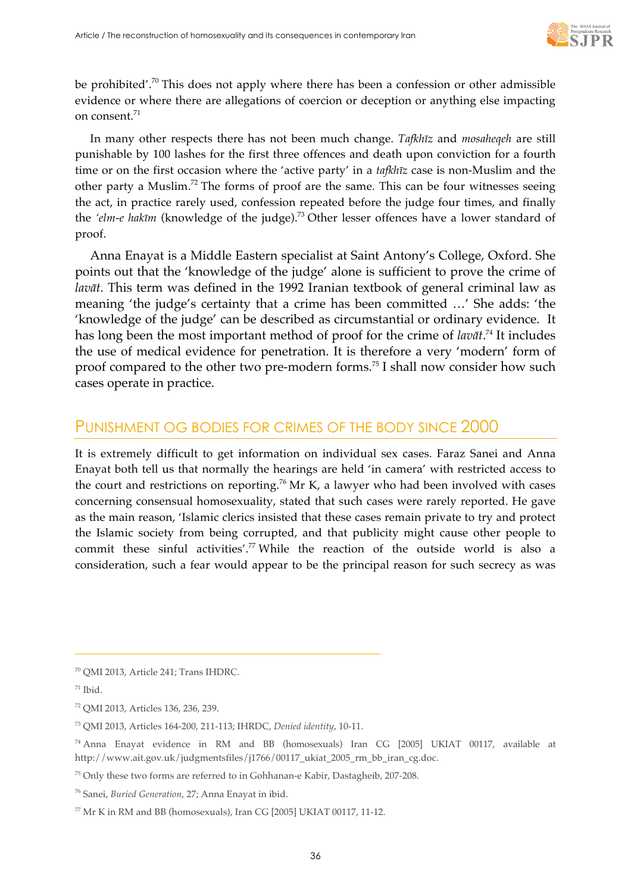be prohibited'.[70] This does not apply where there has been a confession or other admissible evidence or where there are allegations of coercion or deception or anything else impacting on consent.[71]

In many other respects there has not been much change. *Tafkhīz* and *mosaheqeh* are still punishable by 100 lashes for the first three offences and death upon conviction for a fourth time or on the first occasion where the 'active party' in a *tafkhīz* case is non-Muslim and the other party a Muslim.[72] The forms of proof are the same. This can be four witnesses seeing the act, in practice rarely used, confession repeated before the judge four times, and finally the *'elm-e hakīm* (knowledge of the judge).[73] Other lesser offences have a lower standard of proof.

Anna Enayat is a Middle Eastern specialist at Saint Antony's College, Oxford. She points out that the 'knowledge of the judge' alone is sufficient to prove the crime of *lavāt*. This term was defined in the 1992 Iranian textbook of general criminal law as meaning 'the judge's certainty that a crime has been committed …' She adds: 'the 'knowledge of the judge' can be described as circumstantial or ordinary evidence. It has long been the most important method of proof for the crime of *lavāt*.[74] It includes the use of medical evidence for penetration. It is therefore a very 'modern' form of proof compared to the other two pre-modern forms.[75] I shall now consider how such cases operate in practice.

## PUNISHMENT OG BODIES FOR CRIMES OF THE BODY SINCE 2000

It is extremely difficult to get information on individual sex cases. Faraz Sanei and Anna Enayat both tell us that normally the hearings are held 'in camera' with restricted access to the court and restrictions on reporting.[76] Mr K, a lawyer who had been involved with cases concerning consensual homosexuality, stated that such cases were rarely reported. He gave as the main reason, 'Islamic clerics insisted that these cases remain private to try and protect the Islamic society from being corrupted, and that publicity might cause other people to commit these sinful activities'.[77] While the reaction of the outside world is also a consideration, such a fear would appear to be the principal reason for such secrecy as was

---

[70] QMI 2013, Article 241; Trans IHDRC.

[71] Ibid.

[72] QMI 2013, Articles 136, 236, 239.

[73] QMI 2013, Articles 164-200, 211-113; IHRDC, *Denied identity*, 10-11.

[74] Anna Enayat evidence in RM and BB (homosexuals) Iran CG [2005] UKIAT 00117, available at http://www.ait.gov.uk/judgmentsfiles/j1766/00117_ukiat_2005_rm_bb_iran_cg.doc.

[75] Only these two forms are referred to in Gohhanan-e Kabir, Dastagheib, 207-208.

[76] Sanei, *Buried Generation*, 27; Anna Enayat in ibid.

[77] Mr K in RM and BB (homosexuals), Iran CG [2005] UKIAT 00117, 11-12.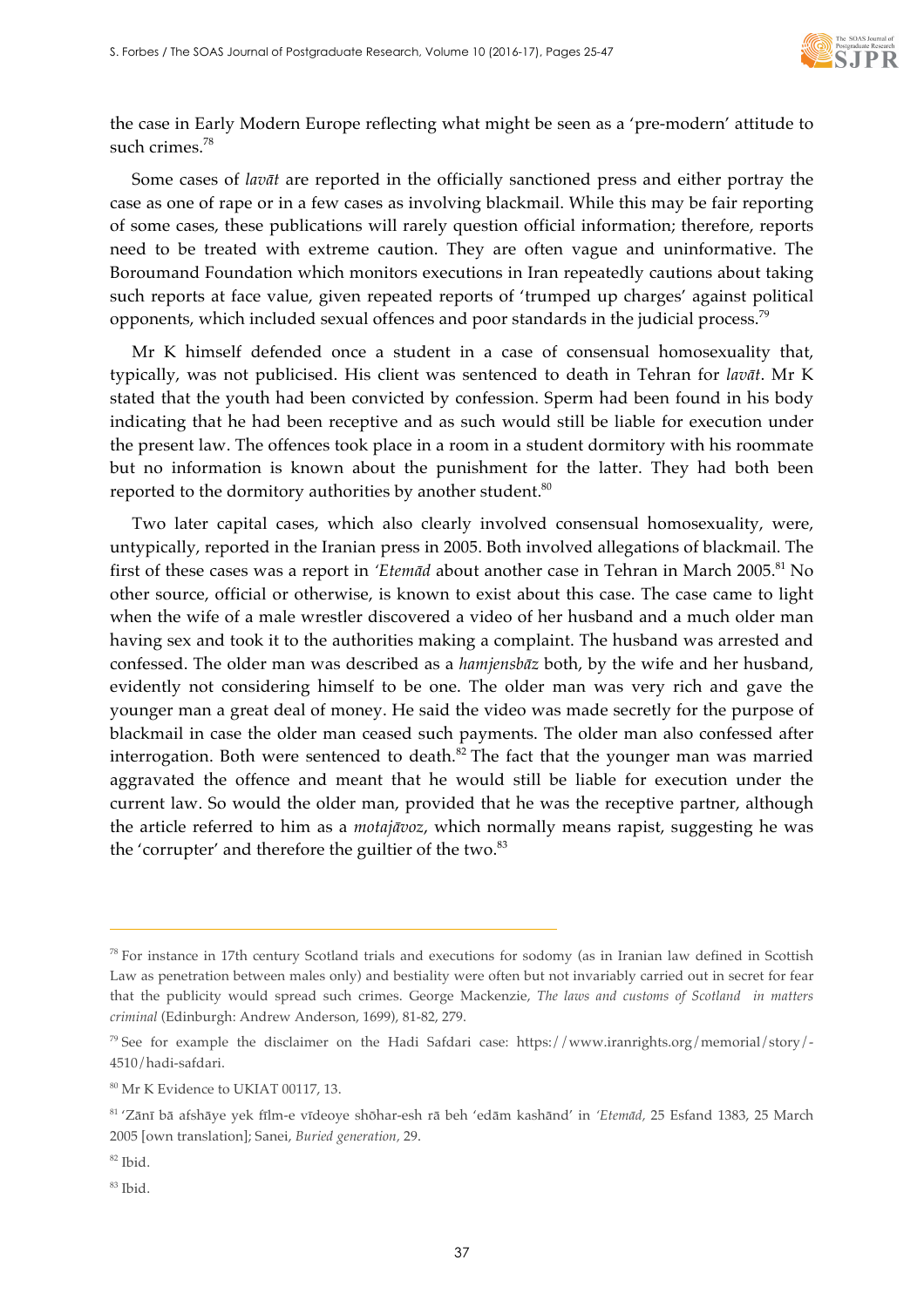the case in Early Modern Europe reflecting what might be seen as a 'pre-modern' attitude to such crimes.[78]

Some cases of *lavāt* are reported in the officially sanctioned press and either portray the case as one of rape or in a few cases as involving blackmail. While this may be fair reporting of some cases, these publications will rarely question official information; therefore, reports need to be treated with extreme caution. They are often vague and uninformative. The Boroumand Foundation which monitors executions in Iran repeatedly cautions about taking such reports at face value, given repeated reports of 'trumped up charges' against political opponents, which included sexual offences and poor standards in the judicial process.[79]

Mr K himself defended once a student in a case of consensual homosexuality that, typically, was not publicised. His client was sentenced to death in Tehran for *lavāt*. Mr K stated that the youth had been convicted by confession. Sperm had been found in his body indicating that he had been receptive and as such would still be liable for execution under the present law. The offences took place in a room in a student dormitory with his roommate but no information is known about the punishment for the latter. They had both been reported to the dormitory authorities by another student.[80]

Two later capital cases, which also clearly involved consensual homosexuality, were, untypically, reported in the Iranian press in 2005. Both involved allegations of blackmail. The first of these cases was a report in *'Etemād* about another case in Tehran in March 2005.[81] No other source, official or otherwise, is known to exist about this case. The case came to light when the wife of a male wrestler discovered a video of her husband and a much older man having sex and took it to the authorities making a complaint. The husband was arrested and confessed. The older man was described as a *hamjensbāz* both, by the wife and her husband, evidently not considering himself to be one. The older man was very rich and gave the younger man a great deal of money. He said the video was made secretly for the purpose of blackmail in case the older man ceased such payments. The older man also confessed after interrogation. Both were sentenced to death.[82] The fact that the younger man was married aggravated the offence and meant that he would still be liable for execution under the current law. So would the older man, provided that he was the receptive partner, although the article referred to him as a *motajāvoz*, which normally means rapist, suggesting he was the 'corrupter' and therefore the guiltier of the two.[83]

---

[78] For instance in 17th century Scotland trials and executions for sodomy (as in Iranian law defined in Scottish Law as penetration between males only) and bestiality were often but not invariably carried out in secret for fear that the publicity would spread such crimes. George Mackenzie, *The laws and customs of Scotland in matters criminal* (Edinburgh: Andrew Anderson, 1699), 81-82, 279.

[79] See for example the disclaimer on the Hadi Safdari case: https://www.iranrights.org/memorial/story/-4510/hadi-safdari.

[80] Mr K Evidence to UKIAT 00117, 13.

[81] 'Zānī bā afshāye yek fīlm-e vīdeoye shōhar-esh rā beh 'edām kashānd' in *'Etemād,* 25 Esfand 1383, 25 March 2005 [own translation]; Sanei, *Buried generation,* 29.

[82] Ibid.

[83] Ibid.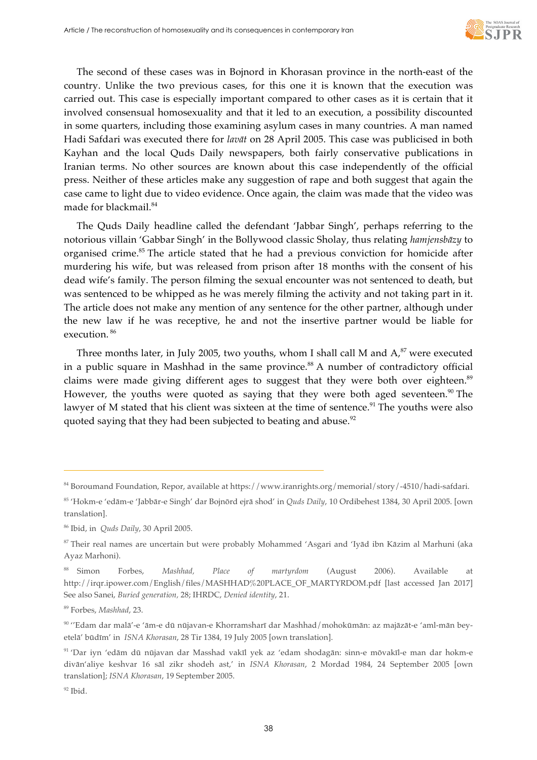The second of these cases was in Bojnord in Khorasan province in the north-east of the country. Unlike the two previous cases, for this one it is known that the execution was carried out. This case is especially important compared to other cases as it is certain that it involved consensual homosexuality and that it led to an execution, a possibility discounted in some quarters, including those examining asylum cases in many countries. A man named Hadi Safdari was executed there for *lavāt* on 28 April 2005. This case was publicised in both Kayhan and the local Quds Daily newspapers, both fairly conservative publications in Iranian terms. No other sources are known about this case independently of the official press. Neither of these articles make any suggestion of rape and both suggest that again the case came to light due to video evidence. Once again, the claim was made that the video was made for blackmail.[84]

The Quds Daily headline called the defendant 'Jabbar Singh', perhaps referring to the notorious villain 'Gabbar Singh' in the Bollywood classic Sholay, thus relating *hamjensbāzy* to organised crime.[85] The article stated that he had a previous conviction for homicide after murdering his wife, but was released from prison after 18 months with the consent of his dead wife's family. The person filming the sexual encounter was not sentenced to death, but was sentenced to be whipped as he was merely filming the activity and not taking part in it. The article does not make any mention of any sentence for the other partner, although under the new law if he was receptive, he and not the insertive partner would be liable for execution.[86]

Three months later, in July 2005, two youths, whom I shall call M and A,[87] were executed in a public square in Mashhad in the same province.[88] A number of contradictory official claims were made giving different ages to suggest that they were both over eighteen.[89] However, the youths were quoted as saying that they were both aged seventeen.[90] The lawyer of M stated that his client was sixteen at the time of sentence.[91] The youths were also quoted saying that they had been subjected to beating and abuse.[92]

---

[84] Boroumand Foundation, Repor, available at https://www.iranrights.org/memorial/story/-4510/hadi-safdari.

[85] 'Hokm-e 'edām-e 'Jabbār-e Singh' dar Bojnōrd ejrā shod' in *Quds Daily*, 10 Ordibehest 1384, 30 April 2005. [own translation].

[86] Ibid, in *Quds Daily*, 30 April 2005.

[87] Their real names are uncertain but were probably Mohammed 'Asgari and 'Iyād ibn Kāzim al Marhuni (aka Ayaz Marhoni).

[88] Simon Forbes, *Mashhad, Place of martyrdom* (August 2006). Available at http://irqr.ipower.com/English/files/MASHHAD%20PLACE_OF_MARTYRDOM.pdf [last accessed Jan 2017] See also Sanei, *Buried generation*, 28; IHRDC, *Denied identity*, 21.

[89] Forbes, *Mashhad*, 23.

[90] ''Edam dar malā'-e 'ām-e dū nūjavan-e Khorramsharī dar Mashhad/mohokūmān: az majāzāt-e 'aml-mān bey-etelā' būdīm' in *ISNA Khorasan*, 28 Tir 1384, 19 July 2005 [own translation].

[91] 'Dar iyn 'edām dū nūjavan dar Masshad vakīl yek az 'edam shodagān: sinn-e mōvakīl-e man dar hokm-e divān'aliye keshvar 16 sāl zikr shodeh ast,' in *ISNA Khorasan*, 2 Mordad 1984, 24 September 2005 [own translation]; *ISNA Khorasan*, 19 September 2005.

[92] Ibid.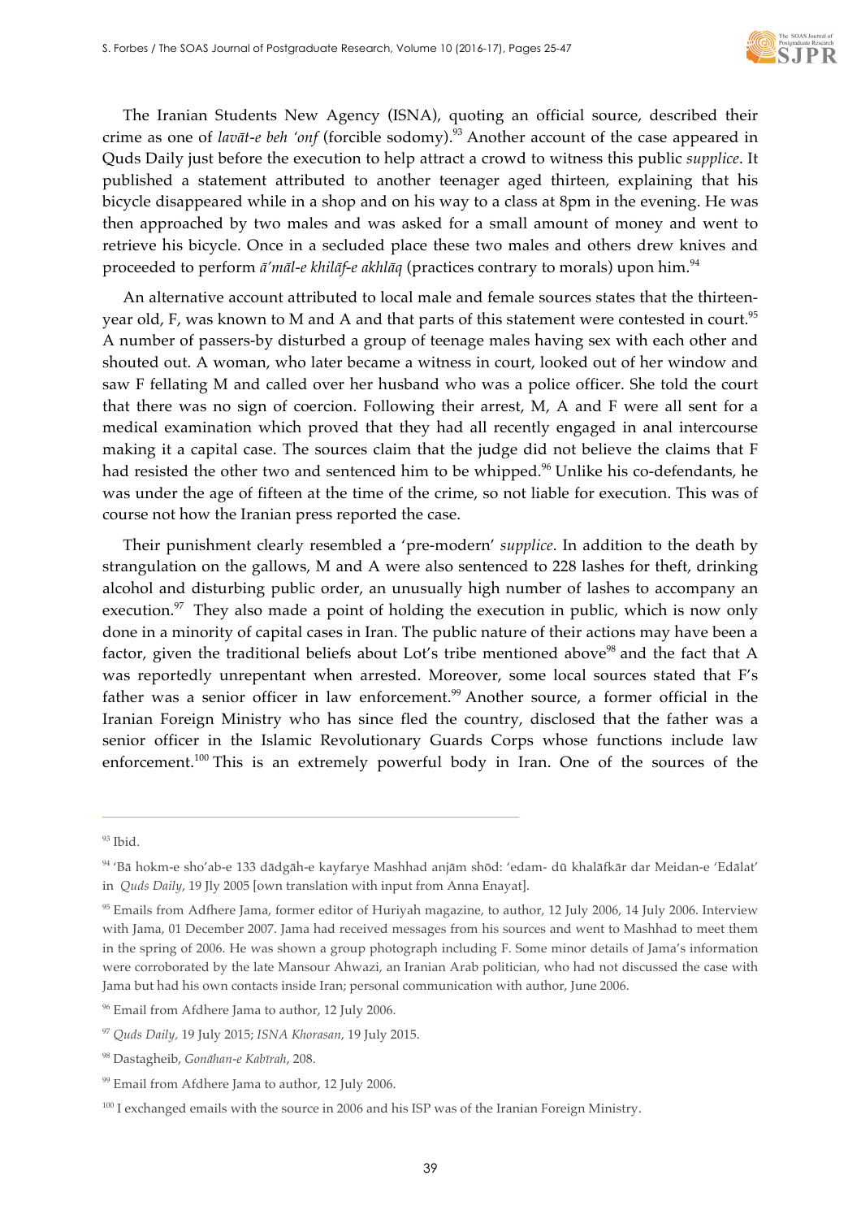The Iranian Students New Agency (ISNA), quoting an official source, described their crime as one of *lavāt-e beh 'onf* (forcible sodomy).[93] Another account of the case appeared in Quds Daily just before the execution to help attract a crowd to witness this public *supplice*. It published a statement attributed to another teenager aged thirteen, explaining that his bicycle disappeared while in a shop and on his way to a class at 8pm in the evening. He was then approached by two males and was asked for a small amount of money and went to retrieve his bicycle. Once in a secluded place these two males and others drew knives and proceeded to perform *ā'māl-e khilāf-e akhlāq* (practices contrary to morals) upon him.[94]

An alternative account attributed to local male and female sources states that the thirteen-year old, F, was known to M and A and that parts of this statement were contested in court.[95] A number of passers-by disturbed a group of teenage males having sex with each other and shouted out. A woman, who later became a witness in court, looked out of her window and saw F fellating M and called over her husband who was a police officer. She told the court that there was no sign of coercion. Following their arrest, M, A and F were all sent for a medical examination which proved that they had all recently engaged in anal intercourse making it a capital case. The sources claim that the judge did not believe the claims that F had resisted the other two and sentenced him to be whipped.[96] Unlike his co-defendants, he was under the age of fifteen at the time of the crime, so not liable for execution. This was of course not how the Iranian press reported the case.

Their punishment clearly resembled a 'pre-modern' *supplice*. In addition to the death by strangulation on the gallows, M and A were also sentenced to 228 lashes for theft, drinking alcohol and disturbing public order, an unusually high number of lashes to accompany an execution.[97] They also made a point of holding the execution in public, which is now only done in a minority of capital cases in Iran. The public nature of their actions may have been a factor, given the traditional beliefs about Lot's tribe mentioned above[98] and the fact that A was reportedly unrepentant when arrested. Moreover, some local sources stated that F's father was a senior officer in law enforcement.[99] Another source, a former official in the Iranian Foreign Ministry who has since fled the country, disclosed that the father was a senior officer in the Islamic Revolutionary Guards Corps whose functions include law enforcement.[100] This is an extremely powerful body in Iran. One of the sources of the

---

[93] Ibid.

[94] 'Bā hokm-e sho'ab-e 133 dādgāh-e kayfarye Mashhad anjām shōd: 'edam- dū khalāfkār dar Meidan-e 'Edālat' in *Quds Daily*, 19 Jly 2005 [own translation with input from Anna Enayat].

[95] Emails from Adfhere Jama, former editor of Huriyah magazine, to author, 12 July 2006, 14 July 2006. Interview with Jama, 01 December 2007. Jama had received messages from his sources and went to Mashhad to meet them in the spring of 2006. He was shown a group photograph including F. Some minor details of Jama's information were corroborated by the late Mansour Ahwazi, an Iranian Arab politician, who had not discussed the case with Jama but had his own contacts inside Iran; personal communication with author, June 2006.

[96] Email from Afdhere Jama to author, 12 July 2006.

[97] *Quds Daily*, 19 July 2015; *ISNA Khorasan*, 19 July 2015.

[98] Dastagheib, *Gonāhan-e Kabīrah*, 208.

[99] Email from Afdhere Jama to author, 12 July 2006.

[100] I exchanged emails with the source in 2006 and his ISP was of the Iranian Foreign Ministry.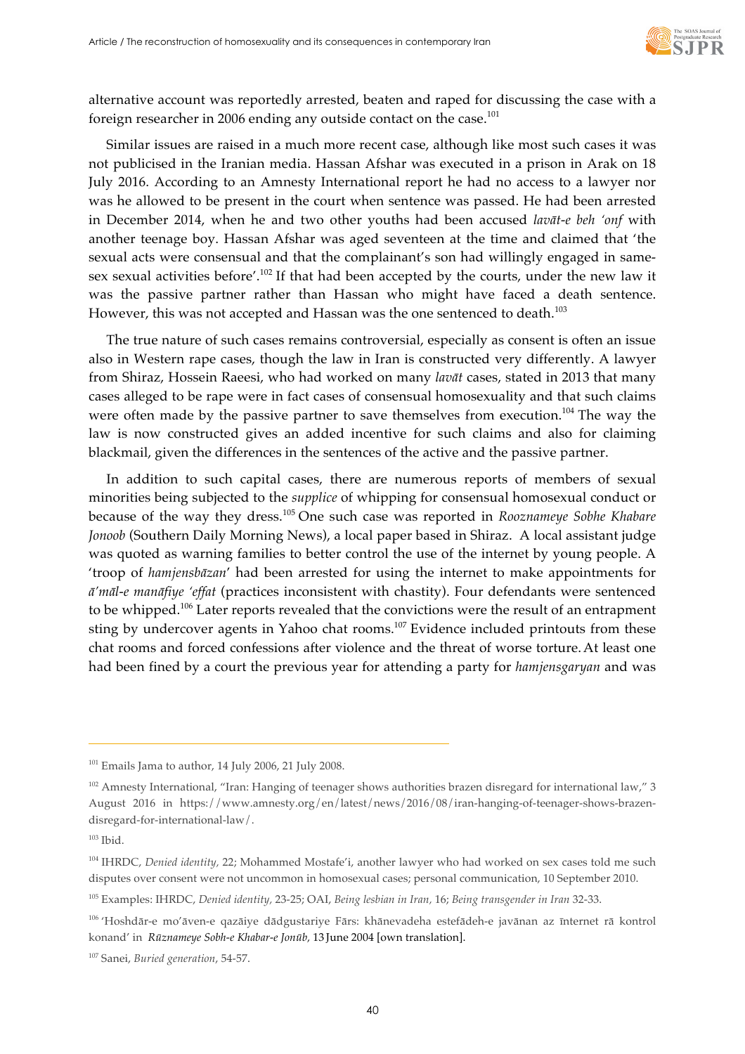alternative account was reportedly arrested, beaten and raped for discussing the case with a foreign researcher in 2006 ending any outside contact on the case.[101]

Similar issues are raised in a much more recent case, although like most such cases it was not publicised in the Iranian media. Hassan Afshar was executed in a prison in Arak on 18 July 2016. According to an Amnesty International report he had no access to a lawyer nor was he allowed to be present in the court when sentence was passed. He had been arrested in December 2014, when he and two other youths had been accused *lavāt-e beh 'onf* with another teenage boy. Hassan Afshar was aged seventeen at the time and claimed that 'the sexual acts were consensual and that the complainant's son had willingly engaged in same-sex sexual activities before'.[102] If that had been accepted by the courts, under the new law it was the passive partner rather than Hassan who might have faced a death sentence. However, this was not accepted and Hassan was the one sentenced to death.[103]

The true nature of such cases remains controversial, especially as consent is often an issue also in Western rape cases, though the law in Iran is constructed very differently. A lawyer from Shiraz, Hossein Raeesi, who had worked on many *lavāt* cases, stated in 2013 that many cases alleged to be rape were in fact cases of consensual homosexuality and that such claims were often made by the passive partner to save themselves from execution.[104] The way the law is now constructed gives an added incentive for such claims and also for claiming blackmail, given the differences in the sentences of the active and the passive partner.

In addition to such capital cases, there are numerous reports of members of sexual minorities being subjected to the *supplice* of whipping for consensual homosexual conduct or because of the way they dress.[105] One such case was reported in *Rooznameye Sobhe Khabare Jonoob* (Southern Daily Morning News), a local paper based in Shiraz. A local assistant judge was quoted as warning families to better control the use of the internet by young people. A 'troop of *hamjensbāzan*' had been arrested for using the internet to make appointments for *ā'māl-e manāfiye 'effat* (practices inconsistent with chastity). Four defendants were sentenced to be whipped.[106] Later reports revealed that the convictions were the result of an entrapment sting by undercover agents in Yahoo chat rooms.[107] Evidence included printouts from these chat rooms and forced confessions after violence and the threat of worse torture. At least one had been fined by a court the previous year for attending a party for *hamjensgaryan* and was

---

[101] Emails Jama to author, 14 July 2006, 21 July 2008.

[102] Amnesty International, "Iran: Hanging of teenager shows authorities brazen disregard for international law," 3 August 2016 in https://www.amnesty.org/en/latest/news/2016/08/iran-hanging-of-teenager-shows-brazen-disregard-for-international-law/.

[103] Ibid.

[104] IHRDC, *Denied identity*, 22; Mohammed Mostafe'i, another lawyer who had worked on sex cases told me such disputes over consent were not uncommon in homosexual cases; personal communication, 10 September 2010.

[105] Examples: IHRDC, *Denied identity*, 23-25; OAI, *Being lesbian in Iran*, 16; *Being transgender in Iran* 32-33.

[106] 'Hoshdār-e mo'āven-e qazāiye dādgustariye Fārs: khānevadeha estefādeh-e javānan az īnternet rā kontrol konand' in *Rūznameye Sobh-e Khabar-e Jonūb*, 13 June 2004 [own translation].

[107] Sanei, *Buried generation*, 54-57.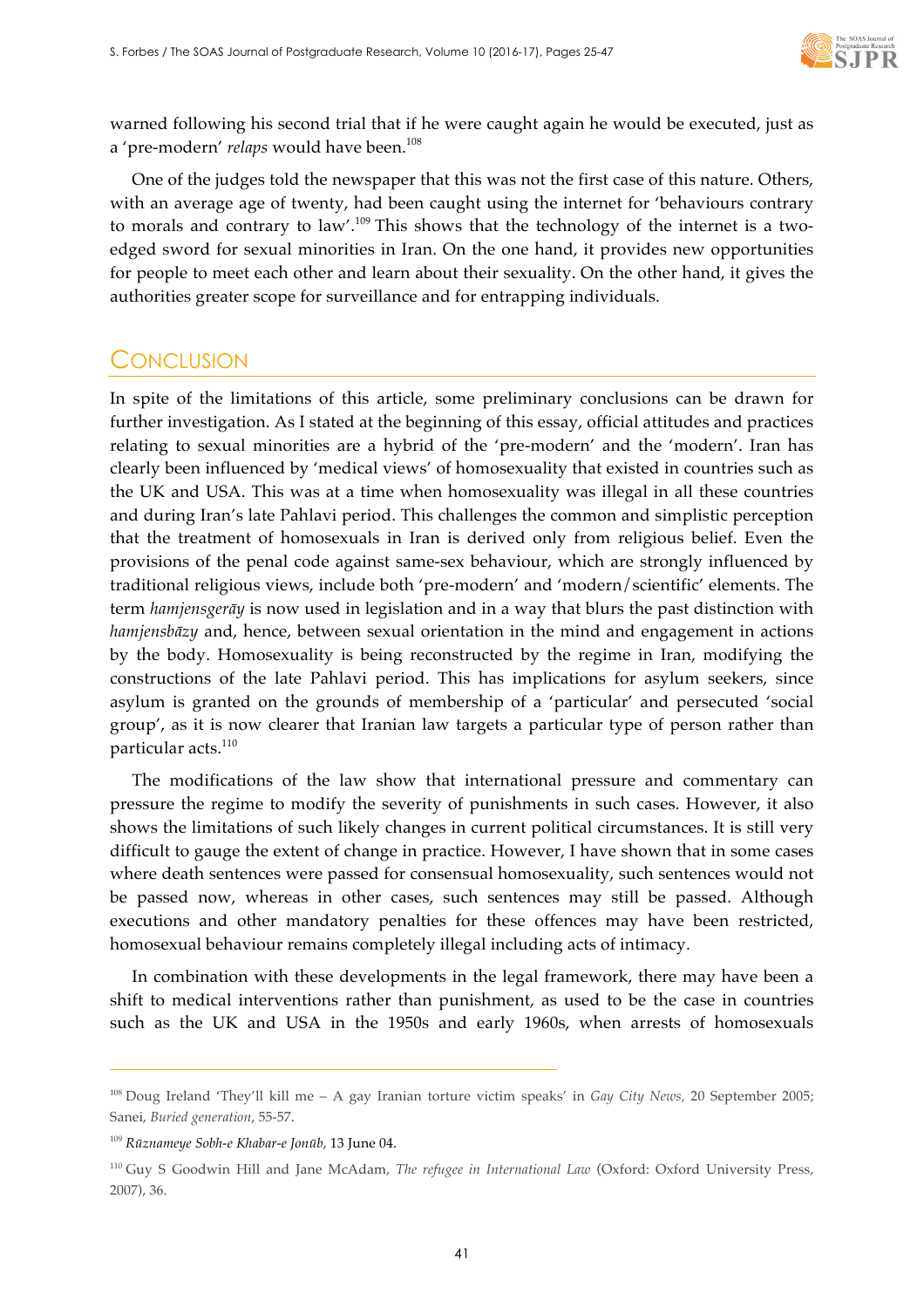warned following his second trial that if he were caught again he would be executed, just as a 'pre-modern' *relaps* would have been.[108]

One of the judges told the newspaper that this was not the first case of this nature. Others, with an average age of twenty, had been caught using the internet for 'behaviours contrary to morals and contrary to law'.[109] This shows that the technology of the internet is a two-edged sword for sexual minorities in Iran. On the one hand, it provides new opportunities for people to meet each other and learn about their sexuality. On the other hand, it gives the authorities greater scope for surveillance and for entrapping individuals.

## Conclusion

In spite of the limitations of this article, some preliminary conclusions can be drawn for further investigation. As I stated at the beginning of this essay, official attitudes and practices relating to sexual minorities are a hybrid of the 'pre-modern' and the 'modern'. Iran has clearly been influenced by 'medical views' of homosexuality that existed in countries such as the UK and USA. This was at a time when homosexuality was illegal in all these countries and during Iran's late Pahlavi period. This challenges the common and simplistic perception that the treatment of homosexuals in Iran is derived only from religious belief. Even the provisions of the penal code against same-sex behaviour, which are strongly influenced by traditional religious views, include both 'pre-modern' and 'modern/scientific' elements. The term *hamjensgerāy* is now used in legislation and in a way that blurs the past distinction with *hamjensbāzy* and, hence, between sexual orientation in the mind and engagement in actions by the body. Homosexuality is being reconstructed by the regime in Iran, modifying the constructions of the late Pahlavi period. This has implications for asylum seekers, since asylum is granted on the grounds of membership of a 'particular' and persecuted 'social group', as it is now clearer that Iranian law targets a particular type of person rather than particular acts.[110]

The modifications of the law show that international pressure and commentary can pressure the regime to modify the severity of punishments in such cases. However, it also shows the limitations of such likely changes in current political circumstances. It is still very difficult to gauge the extent of change in practice. However, I have shown that in some cases where death sentences were passed for consensual homosexuality, such sentences would not be passed now, whereas in other cases, such sentences may still be passed. Although executions and other mandatory penalties for these offences may have been restricted, homosexual behaviour remains completely illegal including acts of intimacy.

In combination with these developments in the legal framework, there may have been a shift to medical interventions rather than punishment, as used to be the case in countries such as the UK and USA in the 1950s and early 1960s, when arrests of homosexuals

---

[108] Doug Ireland 'They'll kill me – A gay Iranian torture victim speaks' in *Gay City News*, 20 September 2005; Sanei, *Buried generation*, 55-57.

[109] *Rūznameye Sobh-e Khabar-e Jonūb*, 13 June 04.

[110] Guy S Goodwin Hill and Jane McAdam, *The refugee in International Law* (Oxford: Oxford University Press, 2007), 36.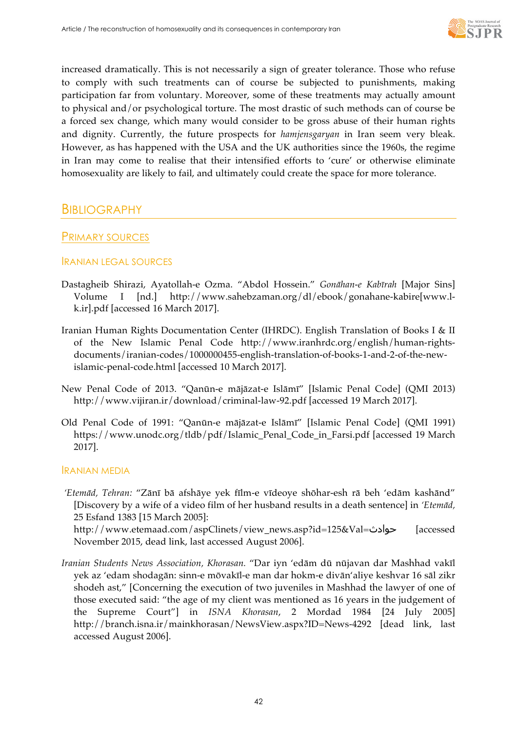increased dramatically. This is not necessarily a sign of greater tolerance. Those who refuse to comply with such treatments can of course be subjected to punishments, making participation far from voluntary. Moreover, some of these treatments may actually amount to physical and/or psychological torture. The most drastic of such methods can of course be a forced sex change, which many would consider to be gross abuse of their human rights and dignity. Currently, the future prospects for *hamjensgaryan* in Iran seem very bleak. However, as has happened with the USA and the UK authorities since the 1960s, the regime in Iran may come to realise that their intensified efforts to 'cure' or otherwise eliminate homosexuality are likely to fail, and ultimately could create the space for more tolerance.

# Bibliography

## Primary sources

### Iranian legal sources

Dastagheib Shirazi, Ayatollah-e Ozma. "Abdol Hossein." *Gonāhan-e Kabīrah* [Major Sins] Volume I [nd.] http://www.sahebzaman.org/dl/ebook/gonahane-kabire[www.l-k.ir].pdf [accessed 16 March 2017].

Iranian Human Rights Documentation Center (IHRDC). English Translation of Books I & II of the New Islamic Penal Code http://www.iranhrdc.org/english/human-rights-documents/iranian-codes/1000000455-english-translation-of-books-1-and-2-of-the-new-islamic-penal-code.html [accessed 10 March 2017].

New Penal Code of 2013. "Qanūn-e mājāzat-e Islāmī" [Islamic Penal Code] (QMI 2013) http://www.vijiran.ir/download/criminal-law-92.pdf [accessed 19 March 2017].

Old Penal Code of 1991: "Qanūn-e mājāzat-e Islāmī" [Islamic Penal Code] (QMI 1991) https://www.unodc.org/tldb/pdf/Islamic_Penal_Code_in_Farsi.pdf [accessed 19 March 2017].

### Iranian media

*'Etemād, Tehran:* "Zānī bā afshāye yek fīlm-e vīdeoye shōhar-esh rā beh 'edām kashānd" [Discovery by a wife of a video film of her husband results in a death sentence] in *'Etemād,* 25 Esfand 1383 [15 March 2005]: http://www.etemaad.com/aspClinets/view_news.asp?id=125&Val=حوادث [accessed November 2015, dead link, last accessed August 2006].

*Iranian Students News Association, Khorasan.* "Dar iyn 'edām dū nūjavan dar Mashhad vakīl yek az 'edam shodagān: sinn-e mōvakīl-e man dar hokm-e divān'aliye keshvar 16 sāl zikr shodeh ast," [Concerning the execution of two juveniles in Mashhad the lawyer of one of those executed said: "the age of my client was mentioned as 16 years in the judgement of the Supreme Court"] in *ISNA Khorasan*, 2 Mordad 1984 [24 July 2005] http://branch.isna.ir/mainkhorasan/NewsView.aspx?ID=News-4292 [dead link, last accessed August 2006].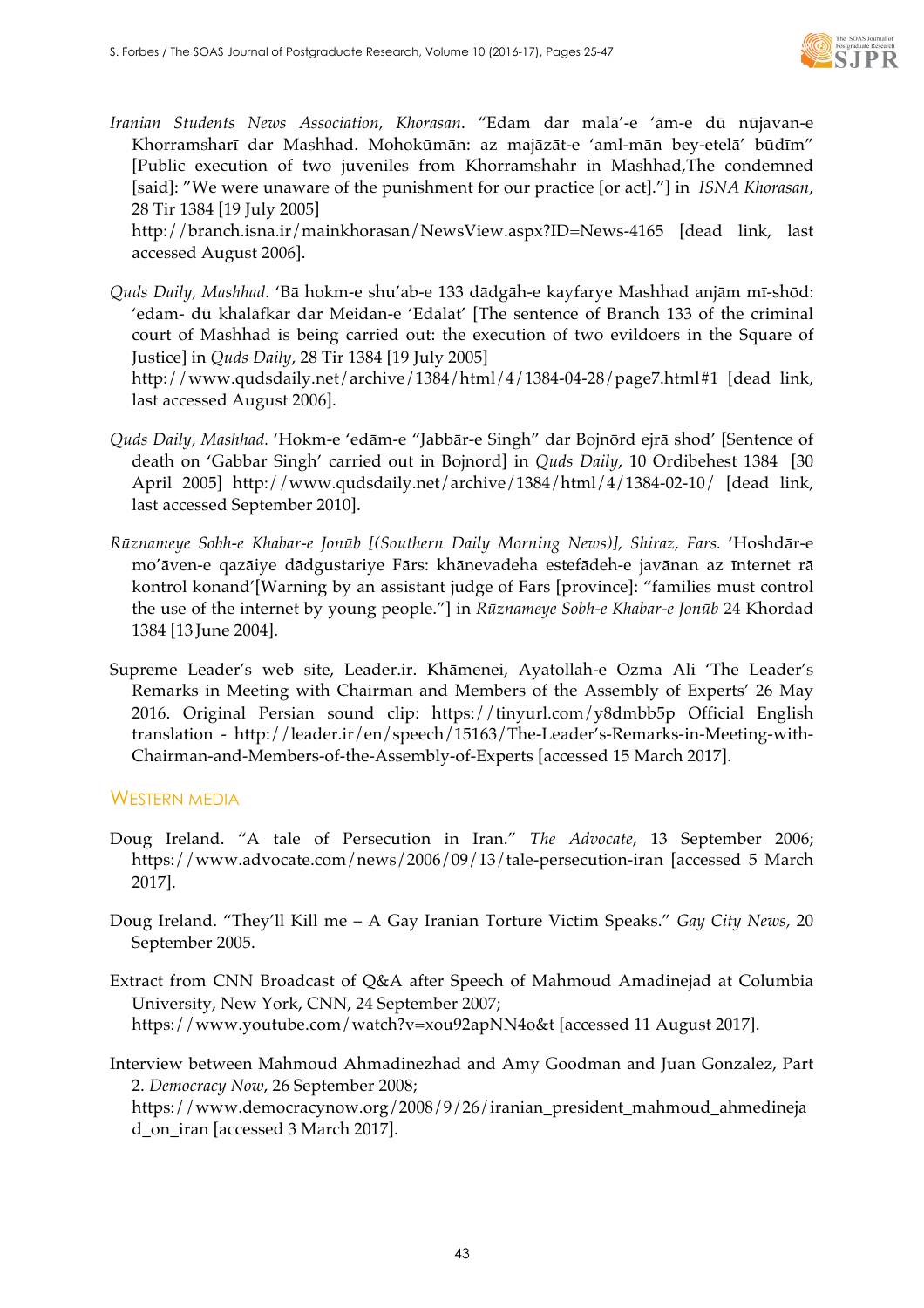*Iranian Students News Association, Khorasan*. "Edam dar malā'-e 'ām-e dū nūjavan-e Khorramsharī dar Mashhad. Mohokūmān: az majāzāt-e 'aml-mān bey-etelā' būdīm" [Public execution of two juveniles from Khorramshahr in Mashhad,The condemned [said]: "We were unaware of the punishment for our practice [or act]."] in *ISNA Khorasan*, 28 Tir 1384 [19 July 2005] http://branch.isna.ir/mainkhorasan/NewsView.aspx?ID=News-4165 [dead link, last accessed August 2006].

*Quds Daily, Mashhad.* 'Bā hokm-e shu'ab-e 133 dādgāh-e kayfarye Mashhad anjām mī-shōd: 'edam- dū khalāfkār dar Meidan-e 'Edālat' [The sentence of Branch 133 of the criminal court of Mashhad is being carried out: the execution of two evildoers in the Square of Justice] in *Quds Daily*, 28 Tir 1384 [19 July 2005] http://www.qudsdaily.net/archive/1384/html/4/1384-04-28/page7.html#1 [dead link, last accessed August 2006].

*Quds Daily, Mashhad.* 'Hokm-e 'edām-e "Jabbār-e Singh" dar Bojnōrd ejrā shod' [Sentence of death on 'Gabbar Singh' carried out in Bojnord] in *Quds Daily*, 10 Ordibehest 1384 [30 April 2005] http://www.qudsdaily.net/archive/1384/html/4/1384-02-10/ [dead link, last accessed September 2010].

*Rūznameye Sobh-e Khabar-e Jonūb [(Southern Daily Morning News)], Shiraz, Fars.* 'Hoshdār-e mo'āven-e qazāiye dādgustariye Fārs: khānevadeha estefādeh-e javānan az īnternet rā kontrol konand'[Warning by an assistant judge of Fars [province]: "families must control the use of the internet by young people."] in *Rūznameye Sobh-e Khabar-e Jonūb* 24 Khordad 1384 [13 June 2004].

Supreme Leader's web site, Leader.ir. Khāmenei, Ayatollah-e Ozma Ali 'The Leader's Remarks in Meeting with Chairman and Members of the Assembly of Experts' 26 May 2016. Original Persian sound clip: https://tinyurl.com/y8dmbb5p Official English translation - http://leader.ir/en/speech/15163/The-Leader's-Remarks-in-Meeting-with-Chairman-and-Members-of-the-Assembly-of-Experts [accessed 15 March 2017].

## Western media

Doug Ireland. "A tale of Persecution in Iran." *The Advocate*, 13 September 2006; https://www.advocate.com/news/2006/09/13/tale-persecution-iran [accessed 5 March 2017].

Doug Ireland. "They'll Kill me – A Gay Iranian Torture Victim Speaks." *Gay City News*, 20 September 2005.

Extract from CNN Broadcast of Q&A after Speech of Mahmoud Amadinejad at Columbia University, New York, CNN, 24 September 2007; https://www.youtube.com/watch?v=xou92apNN4o&t [accessed 11 August 2017].

Interview between Mahmoud Ahmadinezhad and Amy Goodman and Juan Gonzalez, Part 2. *Democracy Now*, 26 September 2008; https://www.democracynow.org/2008/9/26/iranian_president_mahmoud_ahmedinejad_on_iran [accessed 3 March 2017].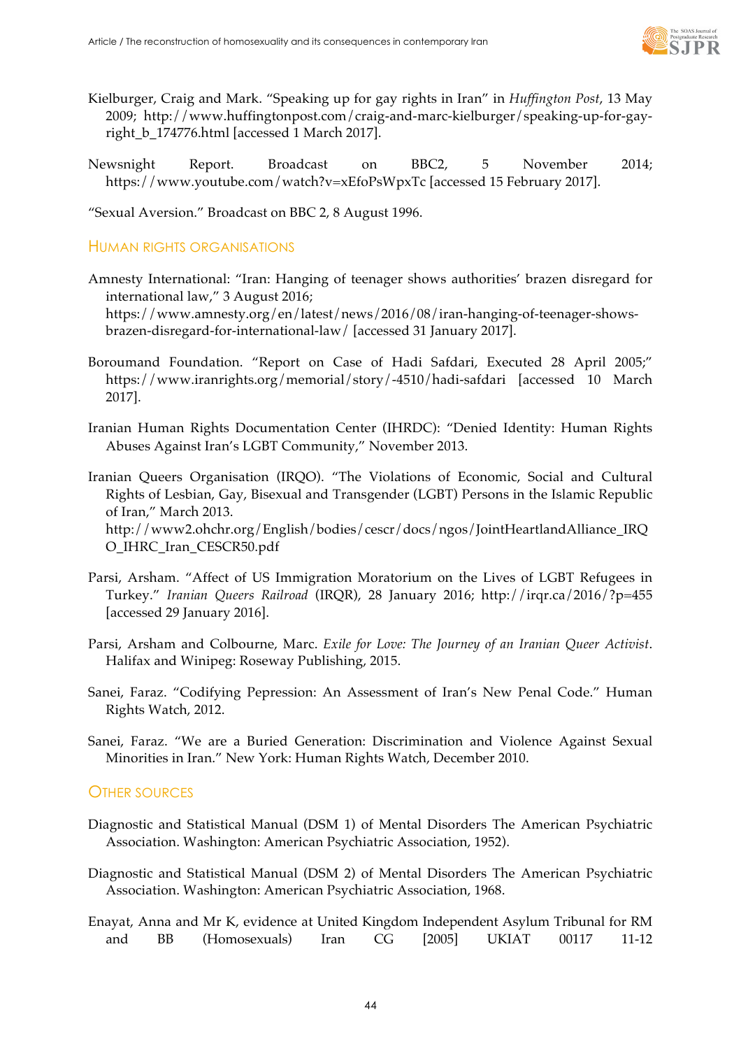Kielburger, Craig and Mark. "Speaking up for gay rights in Iran" in *Huffington Post*, 13 May 2009; http://www.huffingtonpost.com/craig-and-marc-kielburger/speaking-up-for-gay-right_b_174776.html [accessed 1 March 2017].

Newsnight Report. Broadcast on BBC2, 5 November 2014; https://www.youtube.com/watch?v=xEfoPsWpxTc [accessed 15 February 2017].

"Sexual Aversion." Broadcast on BBC 2, 8 August 1996.

## Human rights organisations

Amnesty International: "Iran: Hanging of teenager shows authorities' brazen disregard for international law," 3 August 2016; https://www.amnesty.org/en/latest/news/2016/08/iran-hanging-of-teenager-shows-brazen-disregard-for-international-law/ [accessed 31 January 2017].

Boroumand Foundation. "Report on Case of Hadi Safdari, Executed 28 April 2005;" https://www.iranrights.org/memorial/story/-4510/hadi-safdari [accessed 10 March 2017].

Iranian Human Rights Documentation Center (IHRDC): "Denied Identity: Human Rights Abuses Against Iran's LGBT Community," November 2013.

Iranian Queers Organisation (IRQO). "The Violations of Economic, Social and Cultural Rights of Lesbian, Gay, Bisexual and Transgender (LGBT) Persons in the Islamic Republic of Iran," March 2013. http://www2.ohchr.org/English/bodies/cescr/docs/ngos/JointHeartlandAlliance_IRQO_IHRC_Iran_CESCR50.pdf

Parsi, Arsham. "Affect of US Immigration Moratorium on the Lives of LGBT Refugees in Turkey." *Iranian Queers Railroad* (IRQR), 28 January 2016; http://irqr.ca/2016/?p=455 [accessed 29 January 2016].

Parsi, Arsham and Colbourne, Marc. *Exile for Love: The Journey of an Iranian Queer Activist*. Halifax and Winipeg: Roseway Publishing, 2015.

Sanei, Faraz. "Codifying Pepression: An Assessment of Iran's New Penal Code." Human Rights Watch, 2012.

Sanei, Faraz. "We are a Buried Generation: Discrimination and Violence Against Sexual Minorities in Iran." New York: Human Rights Watch, December 2010.

## Other sources

Diagnostic and Statistical Manual (DSM 1) of Mental Disorders The American Psychiatric Association. Washington: American Psychiatric Association, 1952).

Diagnostic and Statistical Manual (DSM 2) of Mental Disorders The American Psychiatric Association. Washington: American Psychiatric Association, 1968.

Enayat, Anna and Mr K, evidence at United Kingdom Independent Asylum Tribunal for RM and BB (Homosexuals) Iran CG [2005] UKIAT 00117 11-12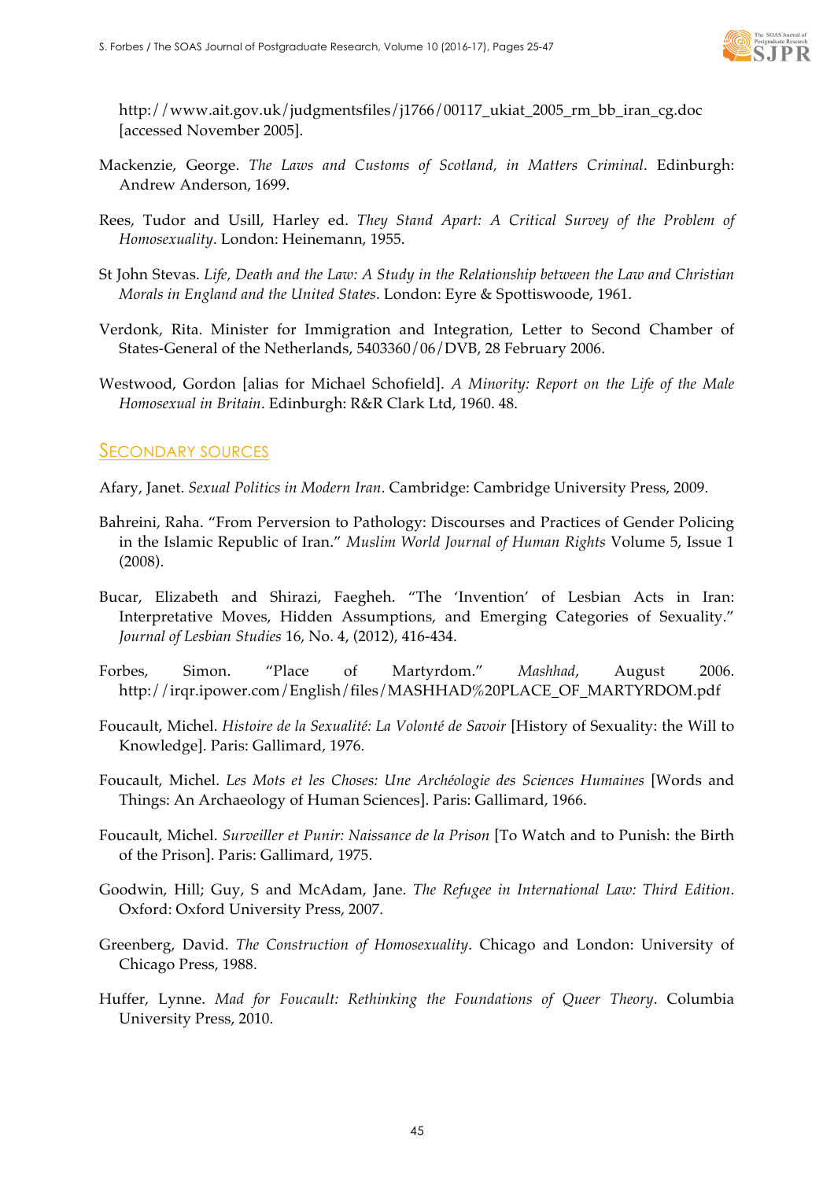http://www.ait.gov.uk/judgmentsfiles/j1766/00117_ukiat_2005_rm_bb_iran_cg.doc [accessed November 2005].

Mackenzie, George. *The Laws and Customs of Scotland, in Matters Criminal*. Edinburgh: Andrew Anderson, 1699.

Rees, Tudor and Usill, Harley ed. *They Stand Apart: A Critical Survey of the Problem of Homosexuality*. London: Heinemann, 1955.

St John Stevas. *Life, Death and the Law: A Study in the Relationship between the Law and Christian Morals in England and the United States*. London: Eyre & Spottiswoode, 1961.

Verdonk, Rita. Minister for Immigration and Integration, Letter to Second Chamber of States-General of the Netherlands, 5403360/06/DVB, 28 February 2006.

Westwood, Gordon [alias for Michael Schofield]. *A Minority: Report on the Life of the Male Homosexual in Britain*. Edinburgh: R&R Clark Ltd, 1960. 48.

## Secondary sources

Afary, Janet. *Sexual Politics in Modern Iran*. Cambridge: Cambridge University Press, 2009.

Bahreini, Raha. "From Perversion to Pathology: Discourses and Practices of Gender Policing in the Islamic Republic of Iran." *Muslim World Journal of Human Rights* Volume 5, Issue 1 (2008).

Bucar, Elizabeth and Shirazi, Faegheh. "The 'Invention' of Lesbian Acts in Iran: Interpretative Moves, Hidden Assumptions, and Emerging Categories of Sexuality." *Journal of Lesbian Studies* 16, No. 4, (2012), 416-434.

Forbes, Simon. "Place of Martyrdom." *Mashhad*, August 2006. http://irqr.ipower.com/English/files/MASHHAD%20PLACE_OF_MARTYRDOM.pdf

Foucault, Michel. *Histoire de la Sexualité: La Volonté de Savoir* [History of Sexuality: the Will to Knowledge]. Paris: Gallimard, 1976.

Foucault, Michel. *Les Mots et les Choses: Une Archéologie des Sciences Humaines* [Words and Things: An Archaeology of Human Sciences]. Paris: Gallimard, 1966.

Foucault, Michel. *Surveiller et Punir: Naissance de la Prison* [To Watch and to Punish: the Birth of the Prison]. Paris: Gallimard, 1975.

Goodwin, Hill; Guy, S and McAdam, Jane. *The Refugee in International Law: Third Edition*. Oxford: Oxford University Press, 2007.

Greenberg, David. *The Construction of Homosexuality*. Chicago and London: University of Chicago Press, 1988.

Huffer, Lynne. *Mad for Foucault: Rethinking the Foundations of Queer Theory*. Columbia University Press, 2010.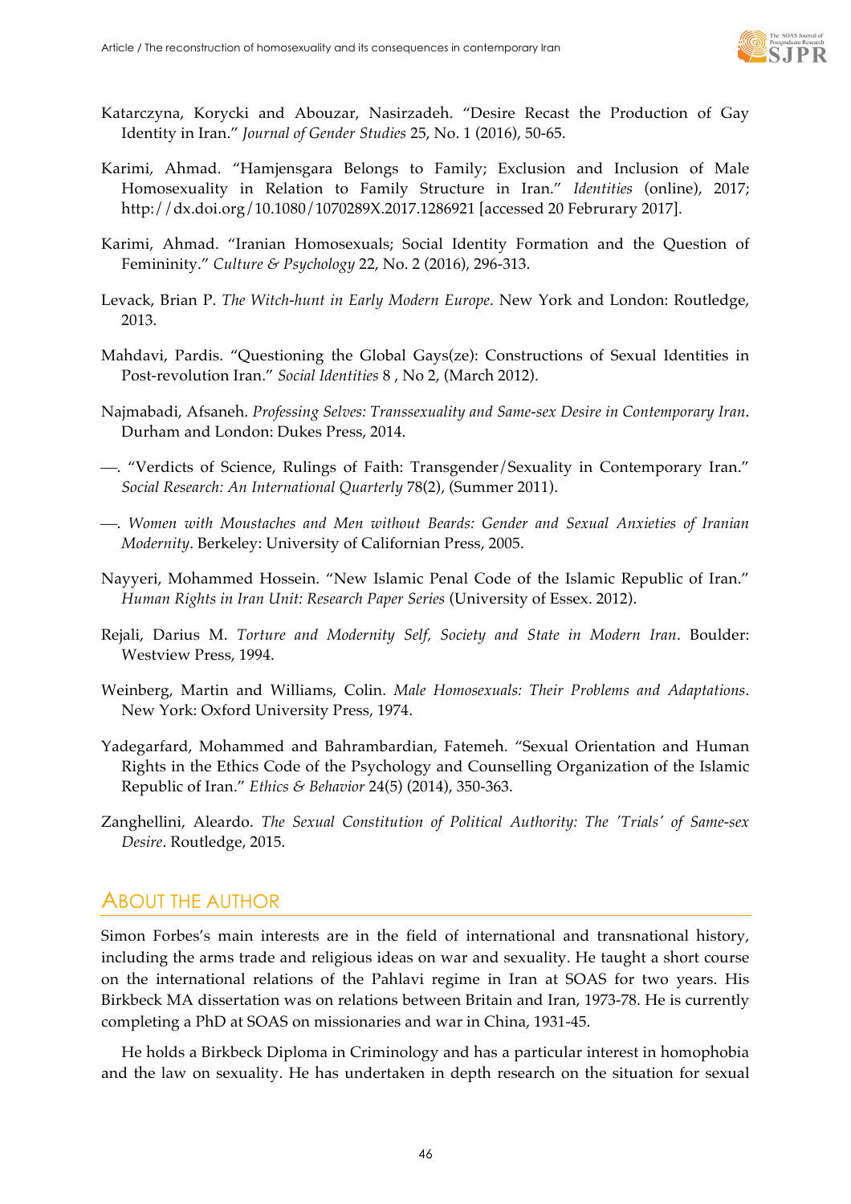Katarczyna, Korycki and Abouzar, Nasirzadeh. “Desire Recast the Production of Gay Identity in Iran.” *Journal of Gender Studies* 25, No. 1 (2016), 50-65.

Karimi, Ahmad. “Hamjensgara Belongs to Family; Exclusion and Inclusion of Male Homosexuality in Relation to Family Structure in Iran.” *Identities* (online), 2017; http://dx.doi.org/10.1080/1070289X.2017.1286921 [accessed 20 Februrary 2017].

Karimi, Ahmad. “Iranian Homosexuals; Social Identity Formation and the Question of Femininity.” *Culture & Psychology* 22, No. 2 (2016), 296-313.

Levack, Brian P. *The Witch-hunt in Early Modern Europe*. New York and London: Routledge, 2013.

Mahdavi, Pardis. “Questioning the Global Gays(ze): Constructions of Sexual Identities in Post-revolution Iran.” *Social Identities* 8 , No 2, (March 2012).

Najmabadi, Afsaneh. *Professing Selves: Transsexuality and Same-sex Desire in Contemporary Iran*. Durham and London: Dukes Press, 2014.

—. “Verdicts of Science, Rulings of Faith: Transgender/Sexuality in Contemporary Iran.” *Social Research: An International Quarterly* 78(2), (Summer 2011).

—. *Women with Moustaches and Men without Beards: Gender and Sexual Anxieties of Iranian Modernity*. Berkeley: University of Californian Press, 2005.

Nayyeri, Mohammed Hossein. “New Islamic Penal Code of the Islamic Republic of Iran.” *Human Rights in Iran Unit: Research Paper Series* (University of Essex. 2012).

Rejali, Darius M. *Torture and Modernity Self, Society and State in Modern Iran*. Boulder: Westview Press, 1994.

Weinberg, Martin and Williams, Colin. *Male Homosexuals: Their Problems and Adaptations*. New York: Oxford University Press, 1974.

Yadegarfard, Mohammed and Bahrambardian, Fatemeh. “Sexual Orientation and Human Rights in the Ethics Code of the Psychology and Counselling Organization of the Islamic Republic of Iran.” *Ethics & Behavior* 24(5) (2014), 350-363.

Zanghellini, Aleardo. *The Sexual Constitution of Political Authority: The 'Trials' of Same-sex Desire*. Routledge, 2015.

## About the Author

Simon Forbes’s main interests are in the field of international and transnational history, including the arms trade and religious ideas on war and sexuality. He taught a short course on the international relations of the Pahlavi regime in Iran at SOAS for two years. His Birkbeck MA dissertation was on relations between Britain and Iran, 1973-78. He is currently completing a PhD at SOAS on missionaries and war in China, 1931-45.

He holds a Birkbeck Diploma in Criminology and has a particular interest in homophobia and the law on sexuality. He has undertaken in depth research on the situation for sexual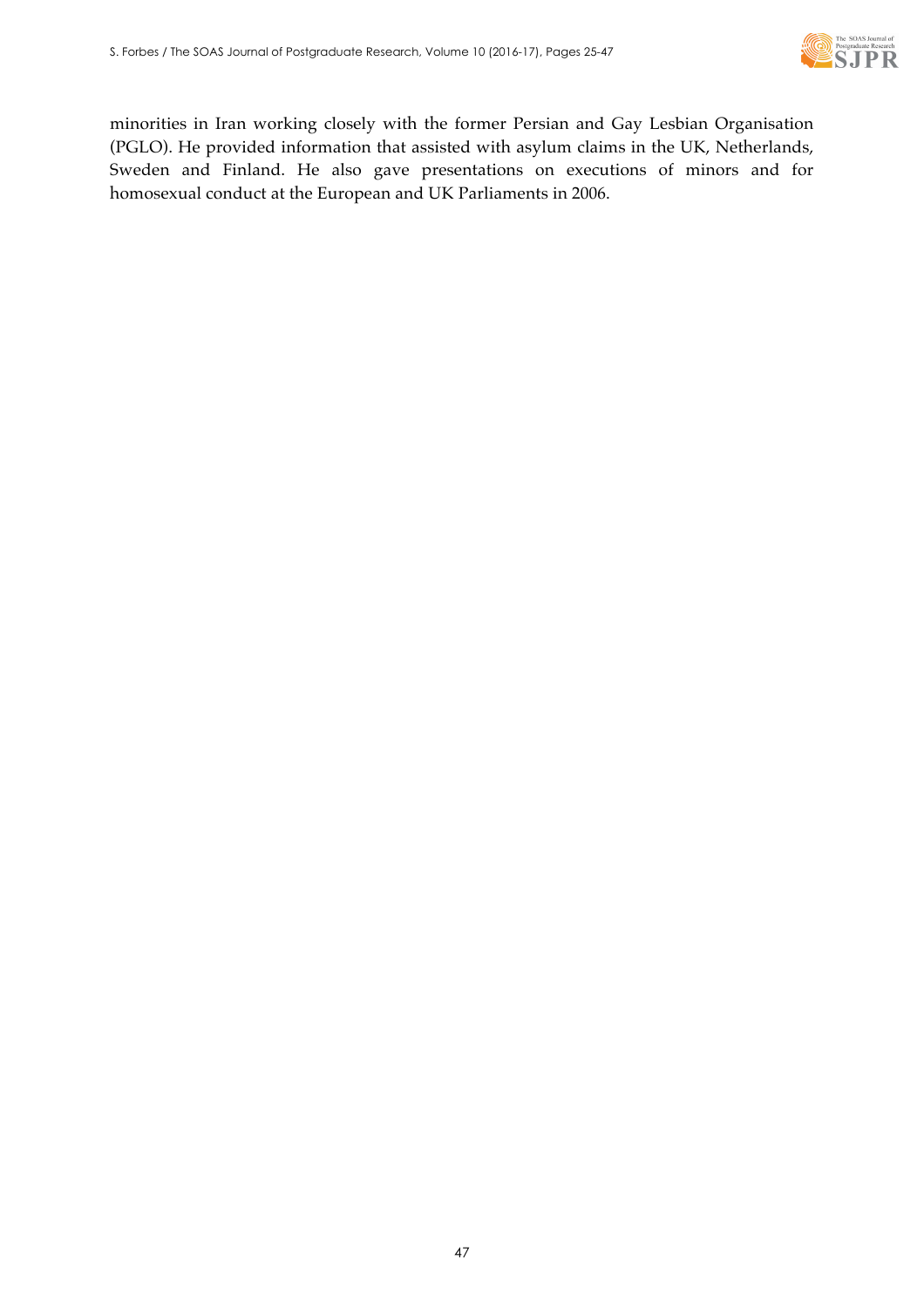minorities in Iran working closely with the former Persian and Gay Lesbian Organisation (PGLO). He provided information that assisted with asylum claims in the UK, Netherlands, Sweden and Finland. He also gave presentations on executions of minors and for homosexual conduct at the European and UK Parliaments in 2006.